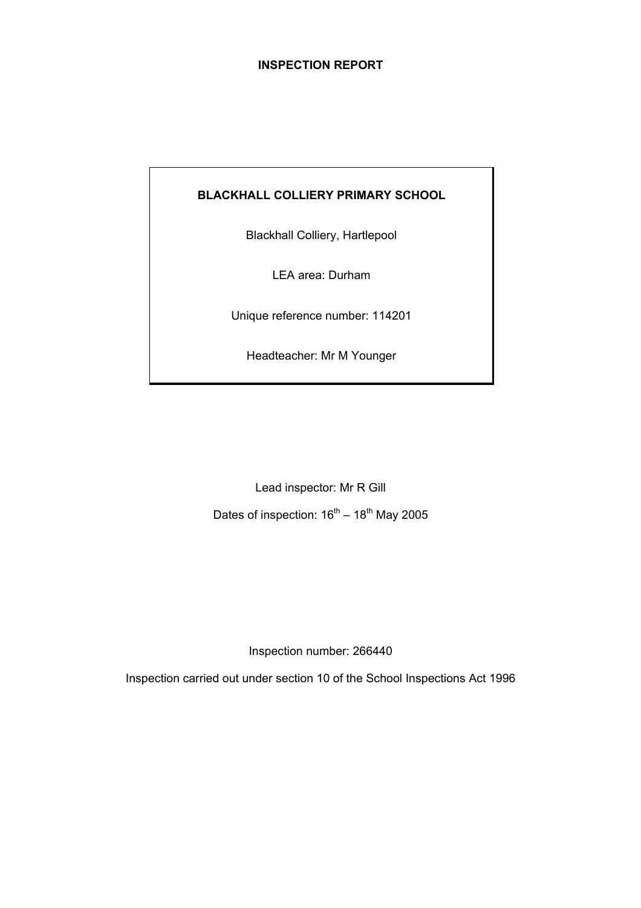# INSPECTION REPORT

**BLACKHALL COLLIERY PRIMARY SCHOOL**

Blackhall Colliery, Hartlepool

LEA area: Durham

Unique reference number: 114201

Headteacher: Mr M Younger

Lead inspector: Mr R Gill

Dates of inspection: 16th – 18th May 2005

Inspection number: 266440

Inspection carried out under section 10 of the School Inspections Act 1996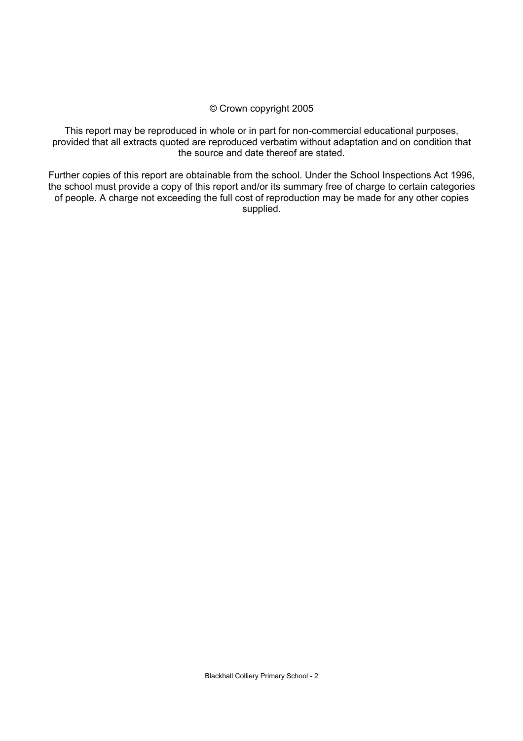© Crown copyright 2005

This report may be reproduced in whole or in part for non-commercial educational purposes, provided that all extracts quoted are reproduced verbatim without adaptation and on condition that the source and date thereof are stated.

Further copies of this report are obtainable from the school. Under the School Inspections Act 1996, the school must provide a copy of this report and/or its summary free of charge to certain categories of people. A charge not exceeding the full cost of reproduction may be made for any other copies supplied.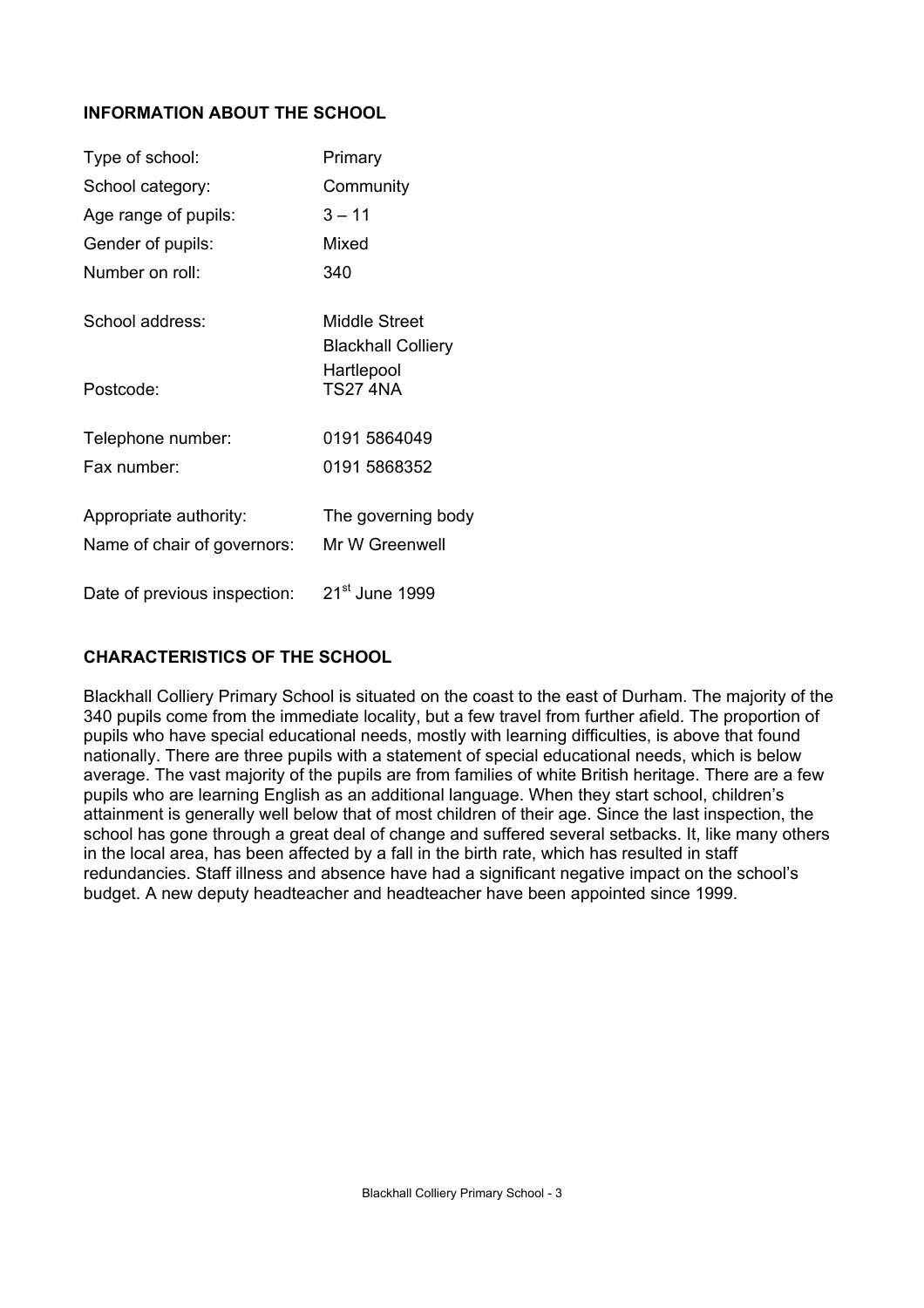## INFORMATION ABOUT THE SCHOOL

| | |
|---|---|
| Type of school: | Primary |
| School category: | Community |
| Age range of pupils: | 3 – 11 |
| Gender of pupils: | Mixed |
| Number on roll: | 340 |
| School address: | Middle Street<br>Blackhall Colliery<br>Hartlepool |
| Postcode: | TS27 4NA |
| Telephone number: | 0191 5864049 |
| Fax number: | 0191 5868352 |
| Appropriate authority: | The governing body |
| Name of chair of governors: | Mr W Greenwell |
| Date of previous inspection: | 21st June 1999 |

## CHARACTERISTICS OF THE SCHOOL

Blackhall Colliery Primary School is situated on the coast to the east of Durham. The majority of the 340 pupils come from the immediate locality, but a few travel from further afield. The proportion of pupils who have special educational needs, mostly with learning difficulties, is above that found nationally. There are three pupils with a statement of special educational needs, which is below average. The vast majority of the pupils are from families of white British heritage. There are a few pupils who are learning English as an additional language. When they start school, children's attainment is generally well below that of most children of their age. Since the last inspection, the school has gone through a great deal of change and suffered several setbacks. It, like many others in the local area, has been affected by a fall in the birth rate, which has resulted in staff redundancies. Staff illness and absence have had a significant negative impact on the school's budget. A new deputy headteacher and headteacher have been appointed since 1999.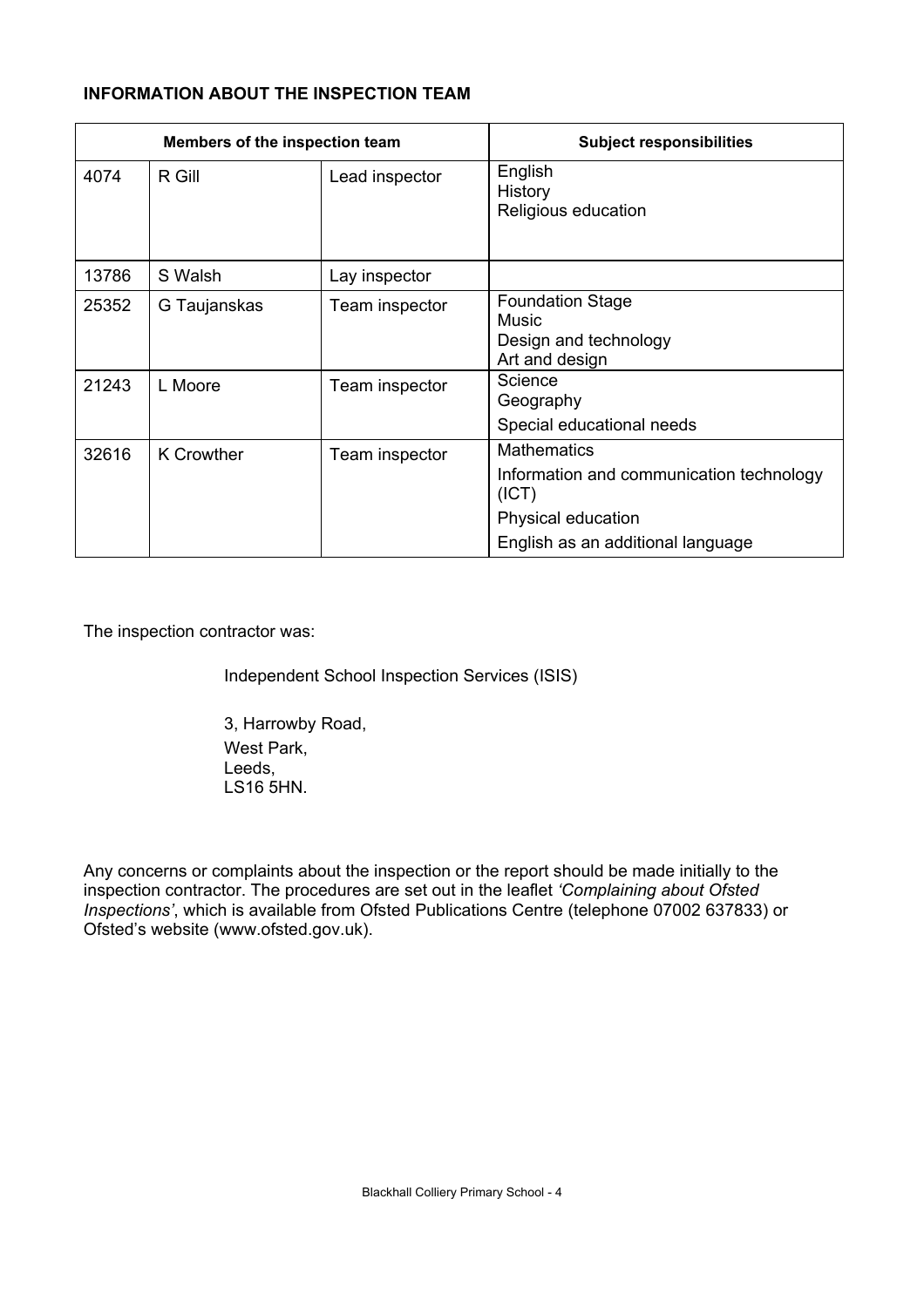**INFORMATION ABOUT THE INSPECTION TEAM**

| Members of the inspection team | | | Subject responsibilities |
|---|---|---|---|
| 4074 | R Gill | Lead inspector | English<br>History<br>Religious education |
| 13786 | S Walsh | Lay inspector | |
| 25352 | G Taujanskas | Team inspector | Foundation Stage<br>Music<br>Design and technology<br>Art and design |
| 21243 | L Moore | Team inspector | Science<br>Geography<br>Special educational needs |
| 32616 | K Crowther | Team inspector | Mathematics<br>Information and communication technology (ICT)<br>Physical education<br>English as an additional language |

The inspection contractor was:

Independent School Inspection Services (ISIS)

3, Harrowby Road,
West Park,
Leeds,
LS16 5HN.

Any concerns or complaints about the inspection or the report should be made initially to the inspection contractor. The procedures are set out in the leaflet *'Complaining about Ofsted Inspections'*, which is available from Ofsted Publications Centre (telephone 07002 637833) or Ofsted's website (www.ofsted.gov.uk).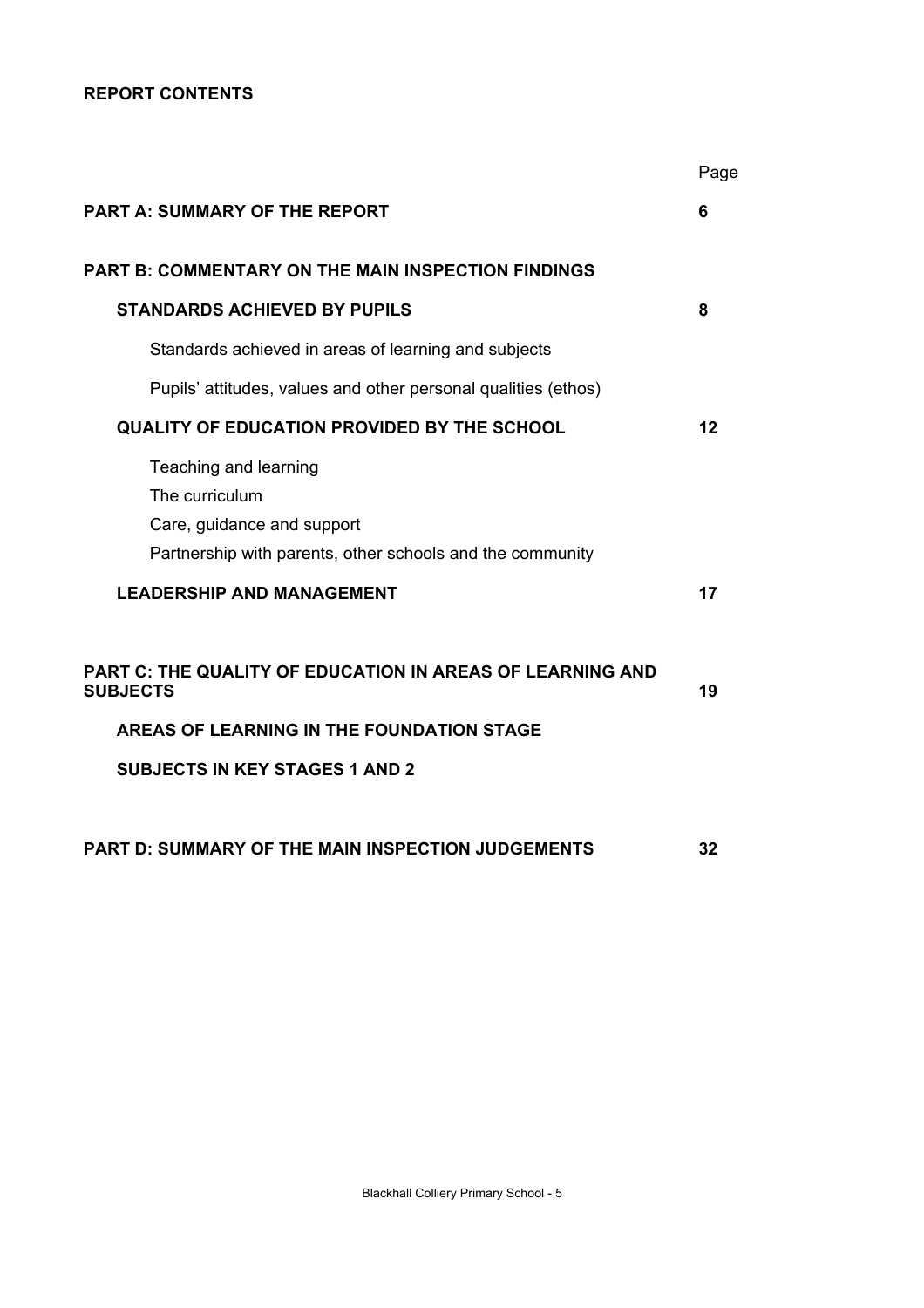**REPORT CONTENTS**

| | Page |
|---|---|
| **PART A: SUMMARY OF THE REPORT** | **6** |
| **PART B: COMMENTARY ON THE MAIN INSPECTION FINDINGS** | |
| **STANDARDS ACHIEVED BY PUPILS** | **8** |
| Standards achieved in areas of learning and subjects | |
| Pupils' attitudes, values and other personal qualities (ethos) | |
| **QUALITY OF EDUCATION PROVIDED BY THE SCHOOL** | **12** |
| Teaching and learning | |
| The curriculum | |
| Care, guidance and support | |
| Partnership with parents, other schools and the community | |
| **LEADERSHIP AND MANAGEMENT** | **17** |
| **PART C: THE QUALITY OF EDUCATION IN AREAS OF LEARNING AND SUBJECTS** | **19** |
| **AREAS OF LEARNING IN THE FOUNDATION STAGE** | |
| **SUBJECTS IN KEY STAGES 1 AND 2** | |
| **PART D: SUMMARY OF THE MAIN INSPECTION JUDGEMENTS** | **32** |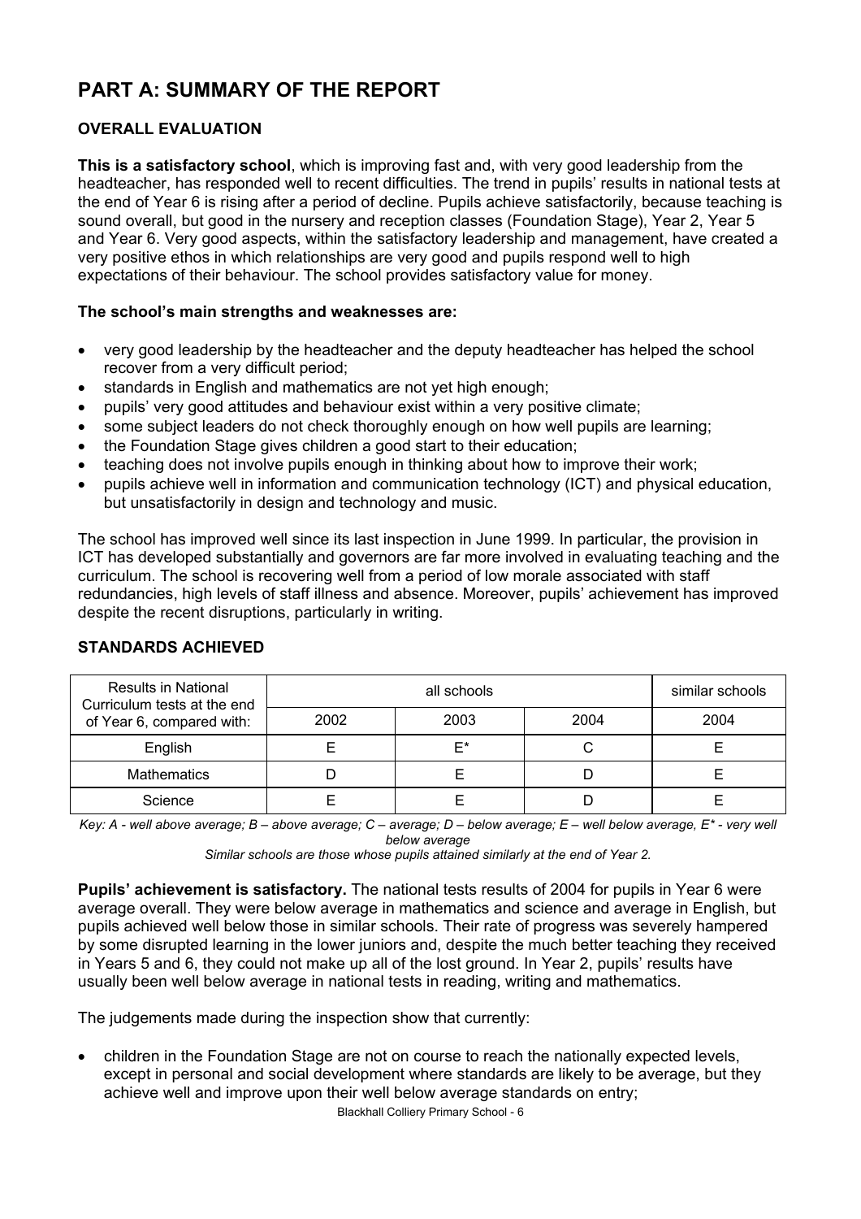# PART A: SUMMARY OF THE REPORT

## OVERALL EVALUATION

**This is a satisfactory school**, which is improving fast and, with very good leadership from the headteacher, has responded well to recent difficulties. The trend in pupils' results in national tests at the end of Year 6 is rising after a period of decline. Pupils achieve satisfactorily, because teaching is sound overall, but good in the nursery and reception classes (Foundation Stage), Year 2, Year 5 and Year 6. Very good aspects, within the satisfactory leadership and management, have created a very positive ethos in which relationships are very good and pupils respond well to high expectations of their behaviour. The school provides satisfactory value for money.

**The school's main strengths and weaknesses are:**

- very good leadership by the headteacher and the deputy headteacher has helped the school recover from a very difficult period;
- standards in English and mathematics are not yet high enough;
- pupils' very good attitudes and behaviour exist within a very positive climate;
- some subject leaders do not check thoroughly enough on how well pupils are learning;
- the Foundation Stage gives children a good start to their education;
- teaching does not involve pupils enough in thinking about how to improve their work;
- pupils achieve well in information and communication technology (ICT) and physical education, but unsatisfactorily in design and technology and music.

The school has improved well since its last inspection in June 1999. In particular, the provision in ICT has developed substantially and governors are far more involved in evaluating teaching and the curriculum. The school is recovering well from a period of low morale associated with staff redundancies, high levels of staff illness and absence. Moreover, pupils' achievement has improved despite the recent disruptions, particularly in writing.

## STANDARDS ACHIEVED

| Results in National Curriculum tests at the end of Year 6, compared with: | all schools | | | similar schools |
|---|---|---|---|---|
| | 2002 | 2003 | 2004 | 2004 |
| English | E | E* | C | E |
| Mathematics | D | E | D | E |
| Science | E | E | D | E |

*Key: A - well above average; B – above average; C – average; D – below average; E – well below average, E\* - very well below average*

*Similar schools are those whose pupils attained similarly at the end of Year 2.*

**Pupils' achievement is satisfactory.** The national tests results of 2004 for pupils in Year 6 were average overall. They were below average in mathematics and science and average in English, but pupils achieved well below those in similar schools. Their rate of progress was severely hampered by some disrupted learning in the lower juniors and, despite the much better teaching they received in Years 5 and 6, they could not make up all of the lost ground. In Year 2, pupils' results have usually been well below average in national tests in reading, writing and mathematics.

The judgements made during the inspection show that currently:

- children in the Foundation Stage are not on course to reach the nationally expected levels, except in personal and social development where standards are likely to be average, but they achieve well and improve upon their well below average standards on entry;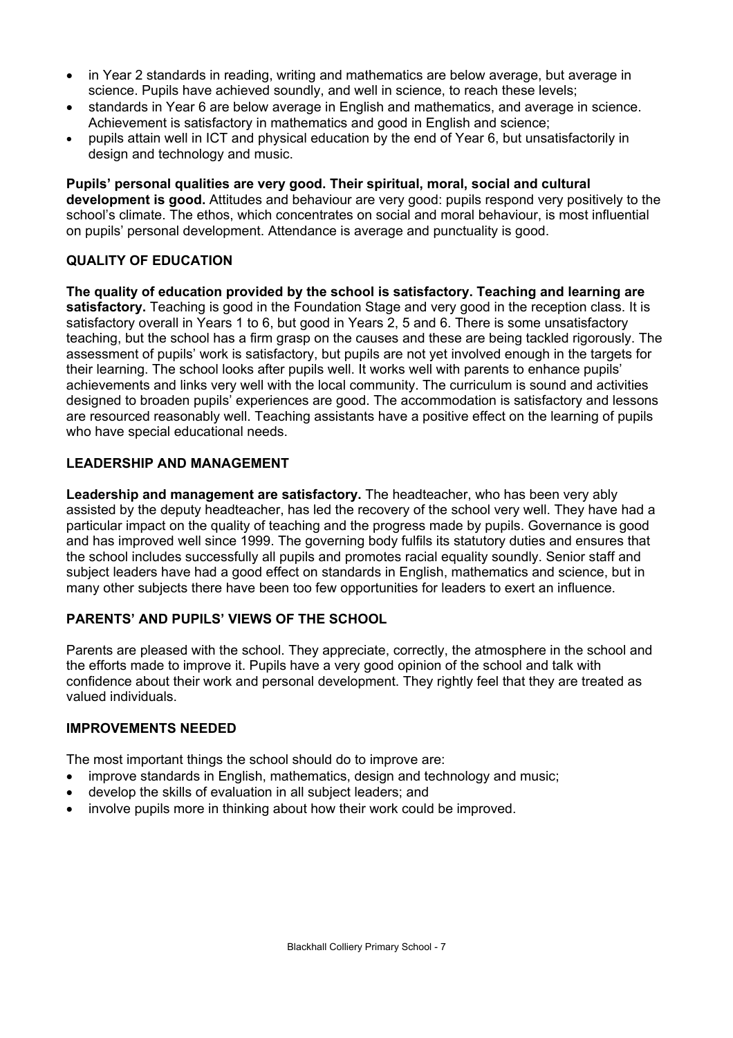- in Year 2 standards in reading, writing and mathematics are below average, but average in science. Pupils have achieved soundly, and well in science, to reach these levels;
- standards in Year 6 are below average in English and mathematics, and average in science. Achievement is satisfactory in mathematics and good in English and science;
- pupils attain well in ICT and physical education by the end of Year 6, but unsatisfactorily in design and technology and music.

**Pupils' personal qualities are very good. Their spiritual, moral, social and cultural development is good.** Attitudes and behaviour are very good: pupils respond very positively to the school's climate. The ethos, which concentrates on social and moral behaviour, is most influential on pupils' personal development. Attendance is average and punctuality is good.

## QUALITY OF EDUCATION

**The quality of education provided by the school is satisfactory. Teaching and learning are satisfactory.** Teaching is good in the Foundation Stage and very good in the reception class. It is satisfactory overall in Years 1 to 6, but good in Years 2, 5 and 6. There is some unsatisfactory teaching, but the school has a firm grasp on the causes and these are being tackled rigorously. The assessment of pupils' work is satisfactory, but pupils are not yet involved enough in the targets for their learning. The school looks after pupils well. It works well with parents to enhance pupils' achievements and links very well with the local community. The curriculum is sound and activities designed to broaden pupils' experiences are good. The accommodation is satisfactory and lessons are resourced reasonably well. Teaching assistants have a positive effect on the learning of pupils who have special educational needs.

## LEADERSHIP AND MANAGEMENT

**Leadership and management are satisfactory.** The headteacher, who has been very ably assisted by the deputy headteacher, has led the recovery of the school very well. They have had a particular impact on the quality of teaching and the progress made by pupils. Governance is good and has improved well since 1999. The governing body fulfils its statutory duties and ensures that the school includes successfully all pupils and promotes racial equality soundly. Senior staff and subject leaders have had a good effect on standards in English, mathematics and science, but in many other subjects there have been too few opportunities for leaders to exert an influence.

## PARENTS' AND PUPILS' VIEWS OF THE SCHOOL

Parents are pleased with the school. They appreciate, correctly, the atmosphere in the school and the efforts made to improve it. Pupils have a very good opinion of the school and talk with confidence about their work and personal development. They rightly feel that they are treated as valued individuals.

## IMPROVEMENTS NEEDED

The most important things the school should do to improve are:

- improve standards in English, mathematics, design and technology and music;
- develop the skills of evaluation in all subject leaders; and
- involve pupils more in thinking about how their work could be improved.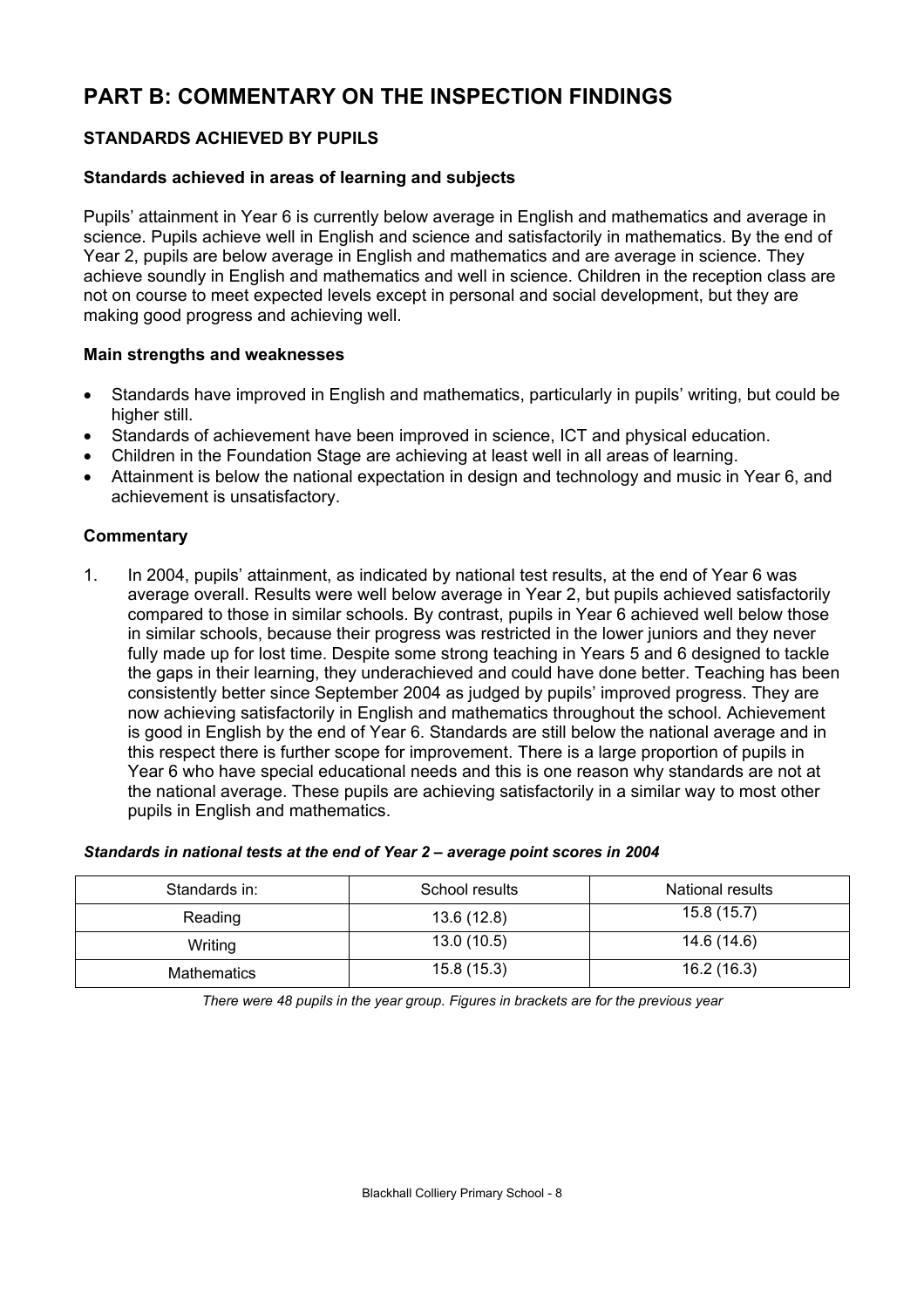# PART B: COMMENTARY ON THE INSPECTION FINDINGS

## STANDARDS ACHIEVED BY PUPILS

### Standards achieved in areas of learning and subjects

Pupils' attainment in Year 6 is currently below average in English and mathematics and average in science. Pupils achieve well in English and science and satisfactorily in mathematics. By the end of Year 2, pupils are below average in English and mathematics and are average in science. They achieve soundly in English and mathematics and well in science. Children in the reception class are not on course to meet expected levels except in personal and social development, but they are making good progress and achieving well.

### Main strengths and weaknesses

- Standards have improved in English and mathematics, particularly in pupils' writing, but could be higher still.
- Standards of achievement have been improved in science, ICT and physical education.
- Children in the Foundation Stage are achieving at least well in all areas of learning.
- Attainment is below the national expectation in design and technology and music in Year 6, and achievement is unsatisfactory.

### Commentary

1. In 2004, pupils' attainment, as indicated by national test results, at the end of Year 6 was average overall. Results were well below average in Year 2, but pupils achieved satisfactorily compared to those in similar schools. By contrast, pupils in Year 6 achieved well below those in similar schools, because their progress was restricted in the lower juniors and they never fully made up for lost time. Despite some strong teaching in Years 5 and 6 designed to tackle the gaps in their learning, they underachieved and could have done better. Teaching has been consistently better since September 2004 as judged by pupils' improved progress. They are now achieving satisfactorily in English and mathematics throughout the school. Achievement is good in English by the end of Year 6. Standards are still below the national average and in this respect there is further scope for improvement. There is a large proportion of pupils in Year 6 who have special educational needs and this is one reason why standards are not at the national average. These pupils are achieving satisfactorily in a similar way to most other pupils in English and mathematics.

***Standards in national tests at the end of Year 2 – average point scores in 2004***

| Standards in: | School results | National results |
|---|---|---|
| Reading | 13.6 (12.8) | 15.8 (15.7) |
| Writing | 13.0 (10.5) | 14.6 (14.6) |
| Mathematics | 15.8 (15.3) | 16.2 (16.3) |

*There were 48 pupils in the year group. Figures in brackets are for the previous year*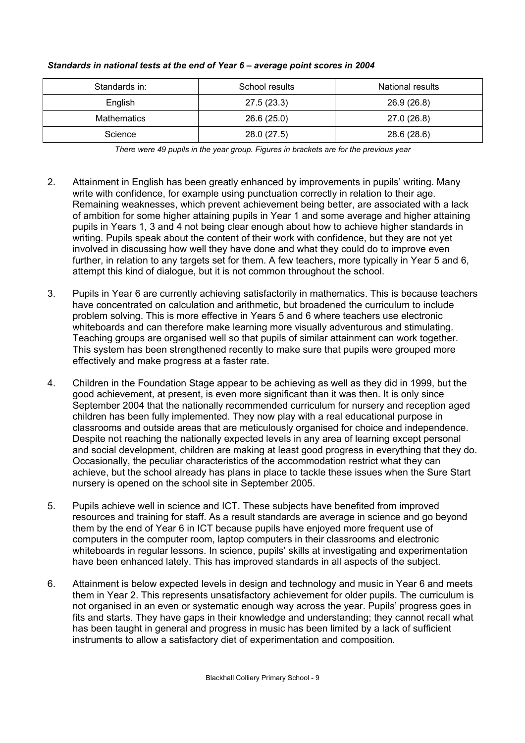***Standards in national tests at the end of Year 6 – average point scores in 2004***

| Standards in: | School results | National results |
| --- | --- | --- |
| English | 27.5 (23.3) | 26.9 (26.8) |
| Mathematics | 26.6 (25.0) | 27.0 (26.8) |
| Science | 28.0 (27.5) | 28.6 (28.6) |

*There were 49 pupils in the year group. Figures in brackets are for the previous year*

2. Attainment in English has been greatly enhanced by improvements in pupils' writing. Many write with confidence, for example using punctuation correctly in relation to their age. Remaining weaknesses, which prevent achievement being better, are associated with a lack of ambition for some higher attaining pupils in Year 1 and some average and higher attaining pupils in Years 1, 3 and 4 not being clear enough about how to achieve higher standards in writing. Pupils speak about the content of their work with confidence, but they are not yet involved in discussing how well they have done and what they could do to improve even further, in relation to any targets set for them. A few teachers, more typically in Year 5 and 6, attempt this kind of dialogue, but it is not common throughout the school.

3. Pupils in Year 6 are currently achieving satisfactorily in mathematics. This is because teachers have concentrated on calculation and arithmetic, but broadened the curriculum to include problem solving. This is more effective in Years 5 and 6 where teachers use electronic whiteboards and can therefore make learning more visually adventurous and stimulating. Teaching groups are organised well so that pupils of similar attainment can work together. This system has been strengthened recently to make sure that pupils were grouped more effectively and make progress at a faster rate.

4. Children in the Foundation Stage appear to be achieving as well as they did in 1999, but the good achievement, at present, is even more significant than it was then. It is only since September 2004 that the nationally recommended curriculum for nursery and reception aged children has been fully implemented. They now play with a real educational purpose in classrooms and outside areas that are meticulously organised for choice and independence. Despite not reaching the nationally expected levels in any area of learning except personal and social development, children are making at least good progress in everything that they do. Occasionally, the peculiar characteristics of the accommodation restrict what they can achieve, but the school already has plans in place to tackle these issues when the Sure Start nursery is opened on the school site in September 2005.

5. Pupils achieve well in science and ICT. These subjects have benefited from improved resources and training for staff. As a result standards are average in science and go beyond them by the end of Year 6 in ICT because pupils have enjoyed more frequent use of computers in the computer room, laptop computers in their classrooms and electronic whiteboards in regular lessons. In science, pupils' skills at investigating and experimentation have been enhanced lately. This has improved standards in all aspects of the subject.

6. Attainment is below expected levels in design and technology and music in Year 6 and meets them in Year 2. This represents unsatisfactory achievement for older pupils. The curriculum is not organised in an even or systematic enough way across the year. Pupils' progress goes in fits and starts. They have gaps in their knowledge and understanding; they cannot recall what has been taught in general and progress in music has been limited by a lack of sufficient instruments to allow a satisfactory diet of experimentation and composition.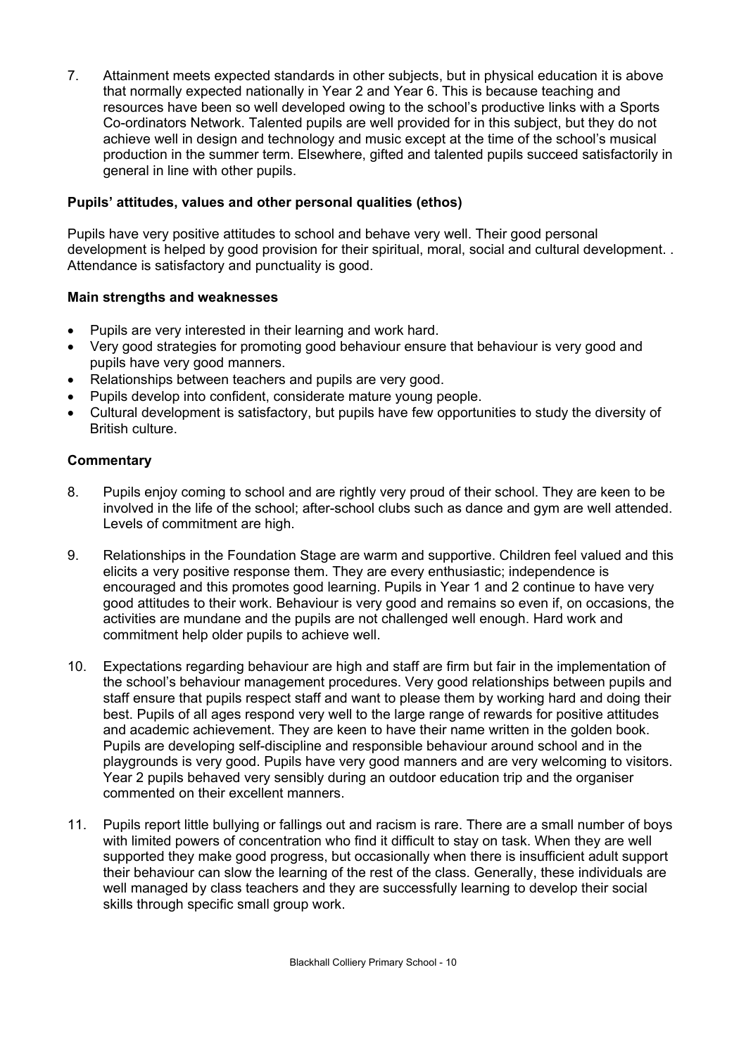7. Attainment meets expected standards in other subjects, but in physical education it is above that normally expected nationally in Year 2 and Year 6. This is because teaching and resources have been so well developed owing to the school's productive links with a Sports Co-ordinators Network. Talented pupils are well provided for in this subject, but they do not achieve well in design and technology and music except at the time of the school's musical production in the summer term. Elsewhere, gifted and talented pupils succeed satisfactorily in general in line with other pupils.

### Pupils' attitudes, values and other personal qualities (ethos)

Pupils have very positive attitudes to school and behave very well. Their good personal development is helped by good provision for their spiritual, moral, social and cultural development. . Attendance is satisfactory and punctuality is good.

### Main strengths and weaknesses

- Pupils are very interested in their learning and work hard.
- Very good strategies for promoting good behaviour ensure that behaviour is very good and pupils have very good manners.
- Relationships between teachers and pupils are very good.
- Pupils develop into confident, considerate mature young people.
- Cultural development is satisfactory, but pupils have few opportunities to study the diversity of British culture.

### Commentary

8. Pupils enjoy coming to school and are rightly very proud of their school. They are keen to be involved in the life of the school; after-school clubs such as dance and gym are well attended. Levels of commitment are high.

9. Relationships in the Foundation Stage are warm and supportive. Children feel valued and this elicits a very positive response them. They are every enthusiastic; independence is encouraged and this promotes good learning. Pupils in Year 1 and 2 continue to have very good attitudes to their work. Behaviour is very good and remains so even if, on occasions, the activities are mundane and the pupils are not challenged well enough. Hard work and commitment help older pupils to achieve well.

10. Expectations regarding behaviour are high and staff are firm but fair in the implementation of the school's behaviour management procedures. Very good relationships between pupils and staff ensure that pupils respect staff and want to please them by working hard and doing their best. Pupils of all ages respond very well to the large range of rewards for positive attitudes and academic achievement. They are keen to have their name written in the golden book. Pupils are developing self-discipline and responsible behaviour around school and in the playgrounds is very good. Pupils have very good manners and are very welcoming to visitors. Year 2 pupils behaved very sensibly during an outdoor education trip and the organiser commented on their excellent manners.

11. Pupils report little bullying or fallings out and racism is rare. There are a small number of boys with limited powers of concentration who find it difficult to stay on task. When they are well supported they make good progress, but occasionally when there is insufficient adult support their behaviour can slow the learning of the rest of the class. Generally, these individuals are well managed by class teachers and they are successfully learning to develop their social skills through specific small group work.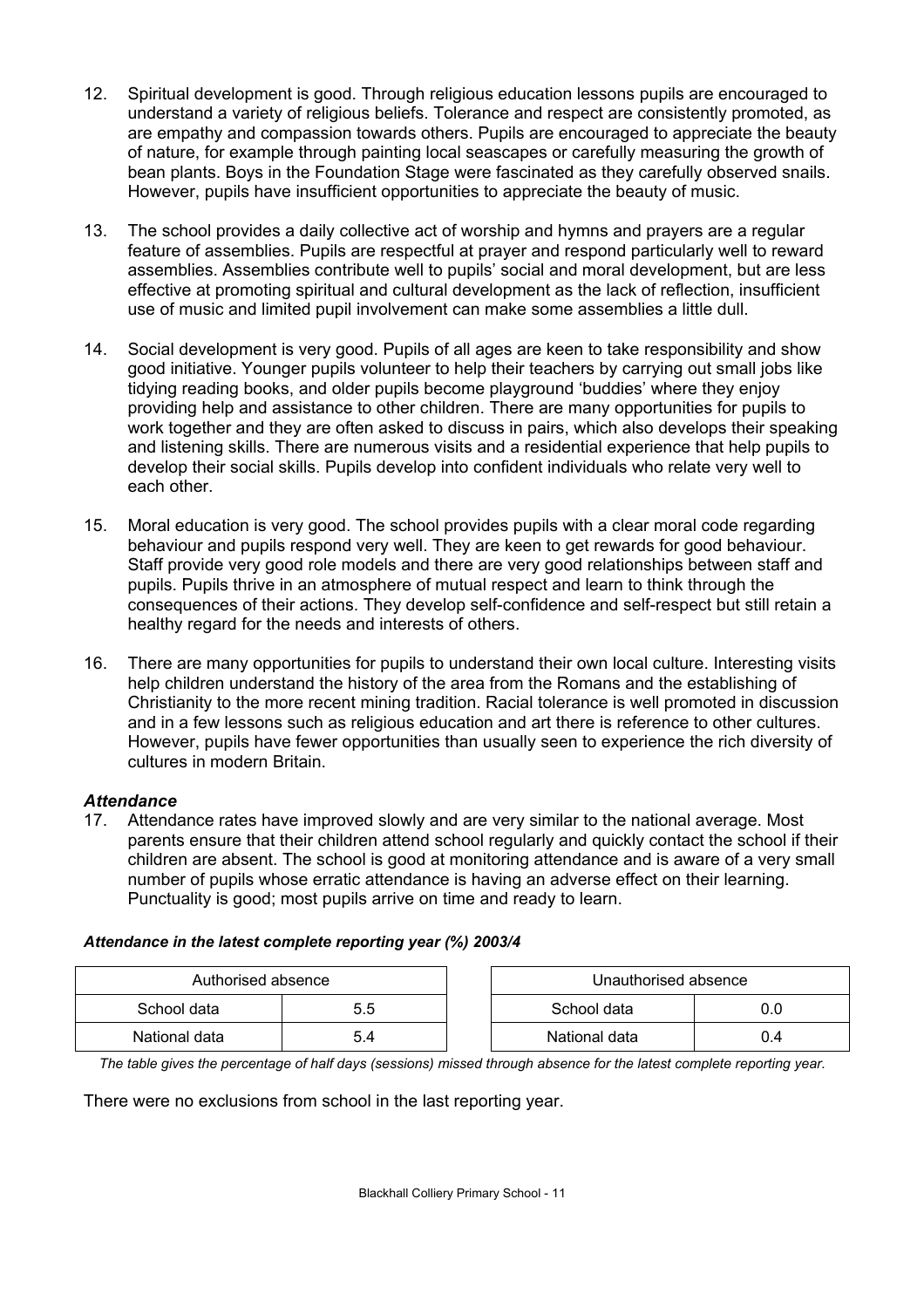12. Spiritual development is good. Through religious education lessons pupils are encouraged to understand a variety of religious beliefs. Tolerance and respect are consistently promoted, as are empathy and compassion towards others. Pupils are encouraged to appreciate the beauty of nature, for example through painting local seascapes or carefully measuring the growth of bean plants. Boys in the Foundation Stage were fascinated as they carefully observed snails. However, pupils have insufficient opportunities to appreciate the beauty of music.

13. The school provides a daily collective act of worship and hymns and prayers are a regular feature of assemblies. Pupils are respectful at prayer and respond particularly well to reward assemblies. Assemblies contribute well to pupils' social and moral development, but are less effective at promoting spiritual and cultural development as the lack of reflection, insufficient use of music and limited pupil involvement can make some assemblies a little dull.

14. Social development is very good. Pupils of all ages are keen to take responsibility and show good initiative. Younger pupils volunteer to help their teachers by carrying out small jobs like tidying reading books, and older pupils become playground 'buddies' where they enjoy providing help and assistance to other children. There are many opportunities for pupils to work together and they are often asked to discuss in pairs, which also develops their speaking and listening skills. There are numerous visits and a residential experience that help pupils to develop their social skills. Pupils develop into confident individuals who relate very well to each other.

15. Moral education is very good. The school provides pupils with a clear moral code regarding behaviour and pupils respond very well. They are keen to get rewards for good behaviour. Staff provide very good role models and there are very good relationships between staff and pupils. Pupils thrive in an atmosphere of mutual respect and learn to think through the consequences of their actions. They develop self-confidence and self-respect but still retain a healthy regard for the needs and interests of others.

16. There are many opportunities for pupils to understand their own local culture. Interesting visits help children understand the history of the area from the Romans and the establishing of Christianity to the more recent mining tradition. Racial tolerance is well promoted in discussion and in a few lessons such as religious education and art there is reference to other cultures. However, pupils have fewer opportunities than usually seen to experience the rich diversity of cultures in modern Britain.

### *Attendance*

17. Attendance rates have improved slowly and are very similar to the national average. Most parents ensure that their children attend school regularly and quickly contact the school if their children are absent. The school is good at monitoring attendance and is aware of a very small number of pupils whose erratic attendance is having an adverse effect on their learning. Punctuality is good; most pupils arrive on time and ready to learn.

***Attendance in the latest complete reporting year (%) 2003/4***

| Authorised absence | |
|---|---|
| School data | 5.5 |
| National data | 5.4 |

| Unauthorised absence | |
|---|---|
| School data | 0.0 |
| National data | 0.4 |

*The table gives the percentage of half days (sessions) missed through absence for the latest complete reporting year.*

There were no exclusions from school in the last reporting year.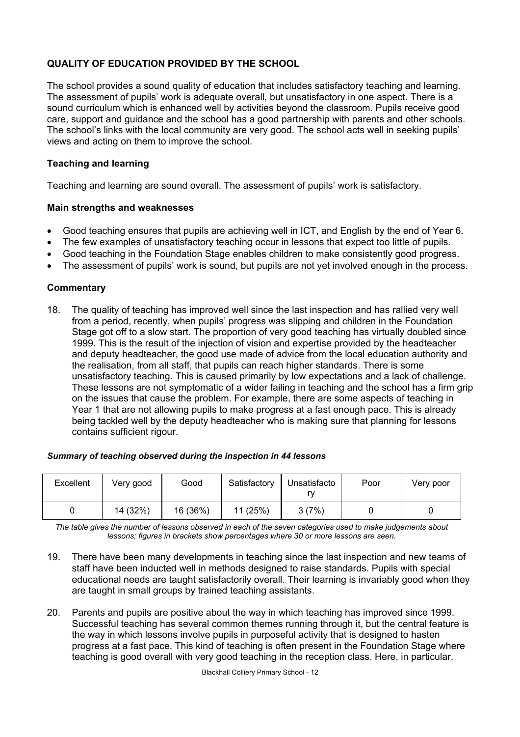## QUALITY OF EDUCATION PROVIDED BY THE SCHOOL

The school provides a sound quality of education that includes satisfactory teaching and learning. The assessment of pupils' work is adequate overall, but unsatisfactory in one aspect. There is a sound curriculum which is enhanced well by activities beyond the classroom. Pupils receive good care, support and guidance and the school has a good partnership with parents and other schools. The school's links with the local community are very good. The school acts well in seeking pupils' views and acting on them to improve the school.

### Teaching and learning

Teaching and learning are sound overall. The assessment of pupils' work is satisfactory.

#### Main strengths and weaknesses

- Good teaching ensures that pupils are achieving well in ICT, and English by the end of Year 6.
- The few examples of unsatisfactory teaching occur in lessons that expect too little of pupils.
- Good teaching in the Foundation Stage enables children to make consistently good progress.
- The assessment of pupils' work is sound, but pupils are not yet involved enough in the process.

#### Commentary

18. The quality of teaching has improved well since the last inspection and has rallied very well from a period, recently, when pupils' progress was slipping and children in the Foundation Stage got off to a slow start. The proportion of very good teaching has virtually doubled since 1999. This is the result of the injection of vision and expertise provided by the headteacher and deputy headteacher, the good use made of advice from the local education authority and the realisation, from all staff, that pupils can reach higher standards. There is some unsatisfactory teaching. This is caused primarily by low expectations and a lack of challenge. These lessons are not symptomatic of a wider failing in teaching and the school has a firm grip on the issues that cause the problem. For example, there are some aspects of teaching in Year 1 that are not allowing pupils to make progress at a fast enough pace. This is already being tackled well by the deputy headteacher who is making sure that planning for lessons contains sufficient rigour.

***Summary of teaching observed during the inspection in 44 lessons***

| Excellent | Very good | Good | Satisfactory | Unsatisfactory | Poor | Very poor |
|---|---|---|---|---|---|---|
| 0 | 14 (32%) | 16 (36%) | 11 (25%) | 3 (7%) | 0 | 0 |

*The table gives the number of lessons observed in each of the seven categories used to make judgements about lessons; figures in brackets show percentages where 30 or more lessons are seen.*

19. There have been many developments in teaching since the last inspection and new teams of staff have been inducted well in methods designed to raise standards. Pupils with special educational needs are taught satisfactorily overall. Their learning is invariably good when they are taught in small groups by trained teaching assistants.

20. Parents and pupils are positive about the way in which teaching has improved since 1999. Successful teaching has several common themes running through it, but the central feature is the way in which lessons involve pupils in purposeful activity that is designed to hasten progress at a fast pace. This kind of teaching is often present in the Foundation Stage where teaching is good overall with very good teaching in the reception class. Here, in particular,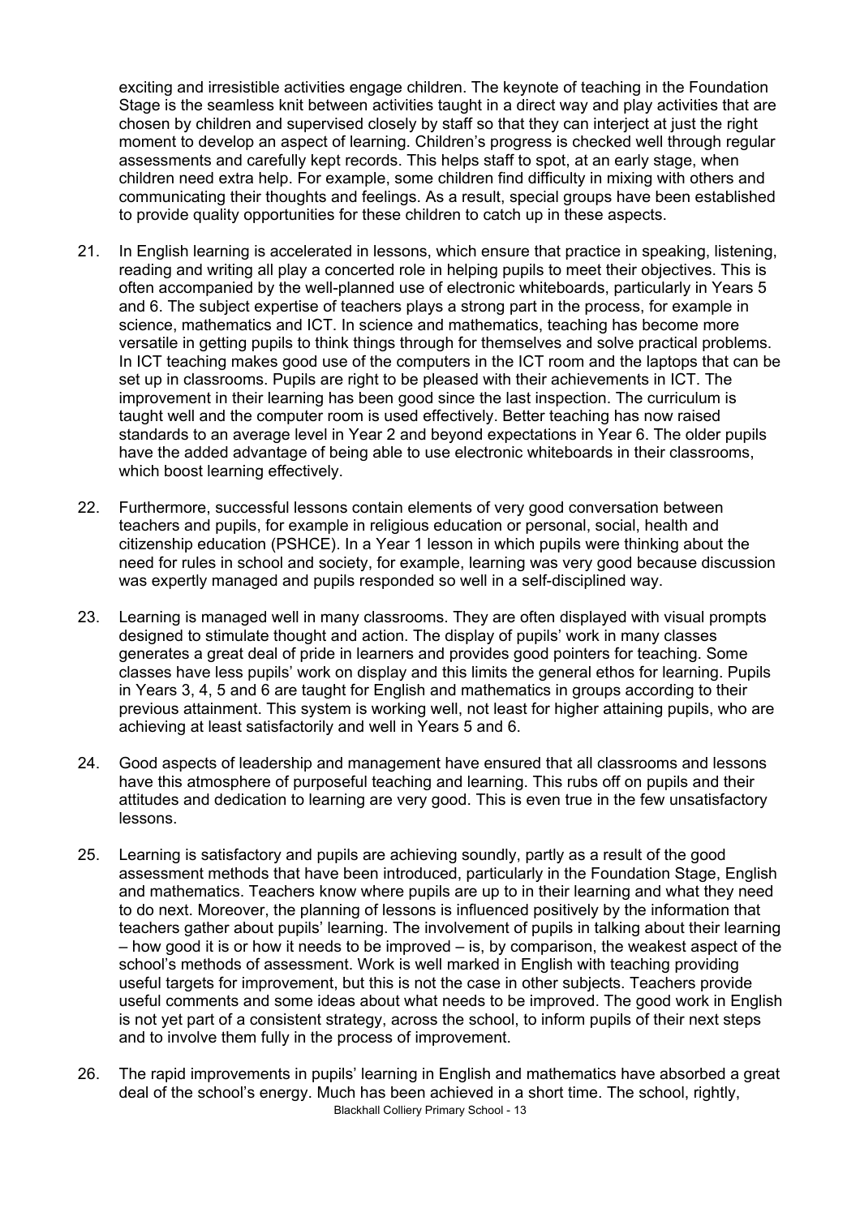exciting and irresistible activities engage children. The keynote of teaching in the Foundation Stage is the seamless knit between activities taught in a direct way and play activities that are chosen by children and supervised closely by staff so that they can interject at just the right moment to develop an aspect of learning. Children's progress is checked well through regular assessments and carefully kept records. This helps staff to spot, at an early stage, when children need extra help. For example, some children find difficulty in mixing with others and communicating their thoughts and feelings. As a result, special groups have been established to provide quality opportunities for these children to catch up in these aspects.

21. In English learning is accelerated in lessons, which ensure that practice in speaking, listening, reading and writing all play a concerted role in helping pupils to meet their objectives. This is often accompanied by the well-planned use of electronic whiteboards, particularly in Years 5 and 6. The subject expertise of teachers plays a strong part in the process, for example in science, mathematics and ICT. In science and mathematics, teaching has become more versatile in getting pupils to think things through for themselves and solve practical problems. In ICT teaching makes good use of the computers in the ICT room and the laptops that can be set up in classrooms. Pupils are right to be pleased with their achievements in ICT. The improvement in their learning has been good since the last inspection. The curriculum is taught well and the computer room is used effectively. Better teaching has now raised standards to an average level in Year 2 and beyond expectations in Year 6. The older pupils have the added advantage of being able to use electronic whiteboards in their classrooms, which boost learning effectively.

22. Furthermore, successful lessons contain elements of very good conversation between teachers and pupils, for example in religious education or personal, social, health and citizenship education (PSHCE). In a Year 1 lesson in which pupils were thinking about the need for rules in school and society, for example, learning was very good because discussion was expertly managed and pupils responded so well in a self-disciplined way.

23. Learning is managed well in many classrooms. They are often displayed with visual prompts designed to stimulate thought and action. The display of pupils' work in many classes generates a great deal of pride in learners and provides good pointers for teaching. Some classes have less pupils' work on display and this limits the general ethos for learning. Pupils in Years 3, 4, 5 and 6 are taught for English and mathematics in groups according to their previous attainment. This system is working well, not least for higher attaining pupils, who are achieving at least satisfactorily and well in Years 5 and 6.

24. Good aspects of leadership and management have ensured that all classrooms and lessons have this atmosphere of purposeful teaching and learning. This rubs off on pupils and their attitudes and dedication to learning are very good. This is even true in the few unsatisfactory lessons.

25. Learning is satisfactory and pupils are achieving soundly, partly as a result of the good assessment methods that have been introduced, particularly in the Foundation Stage, English and mathematics. Teachers know where pupils are up to in their learning and what they need to do next. Moreover, the planning of lessons is influenced positively by the information that teachers gather about pupils' learning. The involvement of pupils in talking about their learning – how good it is or how it needs to be improved – is, by comparison, the weakest aspect of the school's methods of assessment. Work is well marked in English with teaching providing useful targets for improvement, but this is not the case in other subjects. Teachers provide useful comments and some ideas about what needs to be improved. The good work in English is not yet part of a consistent strategy, across the school, to inform pupils of their next steps and to involve them fully in the process of improvement.

26. The rapid improvements in pupils' learning in English and mathematics have absorbed a great deal of the school's energy. Much has been achieved in a short time. The school, rightly,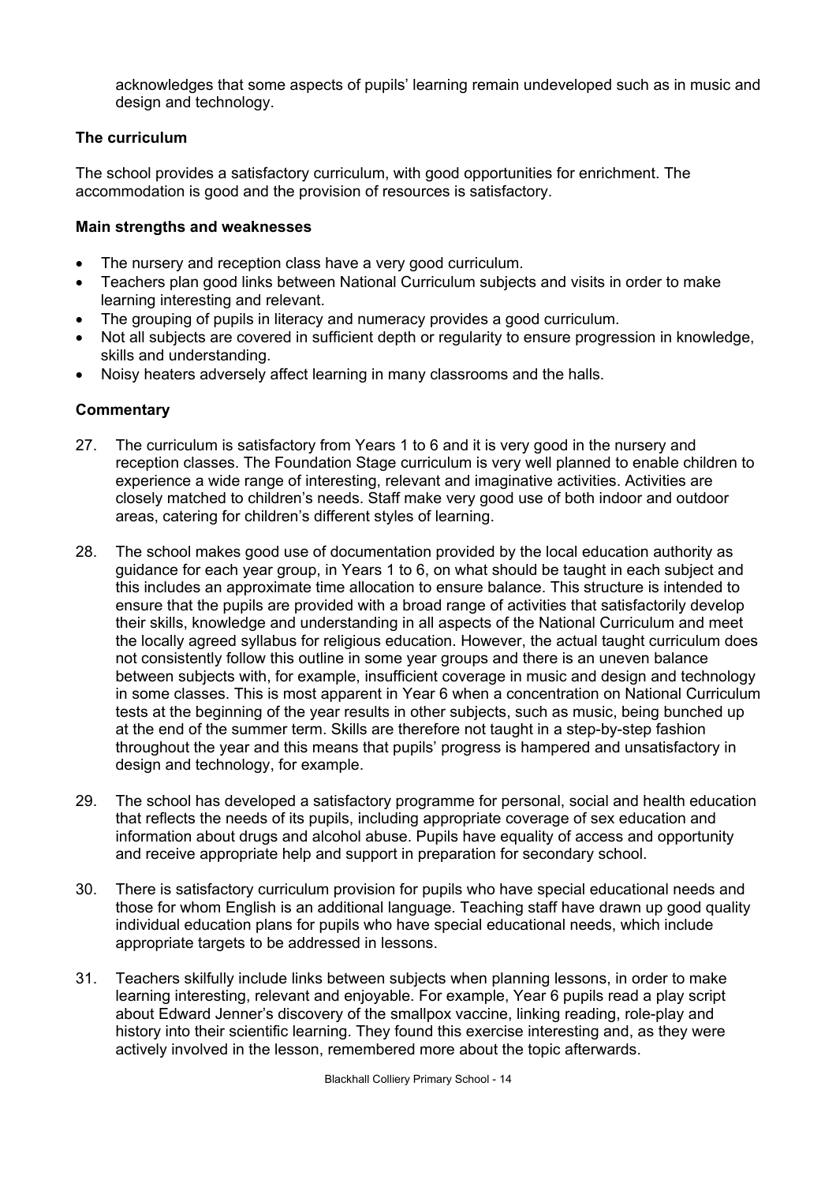acknowledges that some aspects of pupils' learning remain undeveloped such as in music and design and technology.

### The curriculum

The school provides a satisfactory curriculum, with good opportunities for enrichment. The accommodation is good and the provision of resources is satisfactory.

#### Main strengths and weaknesses

- The nursery and reception class have a very good curriculum.
- Teachers plan good links between National Curriculum subjects and visits in order to make learning interesting and relevant.
- The grouping of pupils in literacy and numeracy provides a good curriculum.
- Not all subjects are covered in sufficient depth or regularity to ensure progression in knowledge, skills and understanding.
- Noisy heaters adversely affect learning in many classrooms and the halls.

#### Commentary

27. The curriculum is satisfactory from Years 1 to 6 and it is very good in the nursery and reception classes. The Foundation Stage curriculum is very well planned to enable children to experience a wide range of interesting, relevant and imaginative activities. Activities are closely matched to children's needs. Staff make very good use of both indoor and outdoor areas, catering for children's different styles of learning.

28. The school makes good use of documentation provided by the local education authority as guidance for each year group, in Years 1 to 6, on what should be taught in each subject and this includes an approximate time allocation to ensure balance. This structure is intended to ensure that the pupils are provided with a broad range of activities that satisfactorily develop their skills, knowledge and understanding in all aspects of the National Curriculum and meet the locally agreed syllabus for religious education. However, the actual taught curriculum does not consistently follow this outline in some year groups and there is an uneven balance between subjects with, for example, insufficient coverage in music and design and technology in some classes. This is most apparent in Year 6 when a concentration on National Curriculum tests at the beginning of the year results in other subjects, such as music, being bunched up at the end of the summer term. Skills are therefore not taught in a step-by-step fashion throughout the year and this means that pupils' progress is hampered and unsatisfactory in design and technology, for example.

29. The school has developed a satisfactory programme for personal, social and health education that reflects the needs of its pupils, including appropriate coverage of sex education and information about drugs and alcohol abuse. Pupils have equality of access and opportunity and receive appropriate help and support in preparation for secondary school.

30. There is satisfactory curriculum provision for pupils who have special educational needs and those for whom English is an additional language. Teaching staff have drawn up good quality individual education plans for pupils who have special educational needs, which include appropriate targets to be addressed in lessons.

31. Teachers skilfully include links between subjects when planning lessons, in order to make learning interesting, relevant and enjoyable. For example, Year 6 pupils read a play script about Edward Jenner's discovery of the smallpox vaccine, linking reading, role-play and history into their scientific learning. They found this exercise interesting and, as they were actively involved in the lesson, remembered more about the topic afterwards.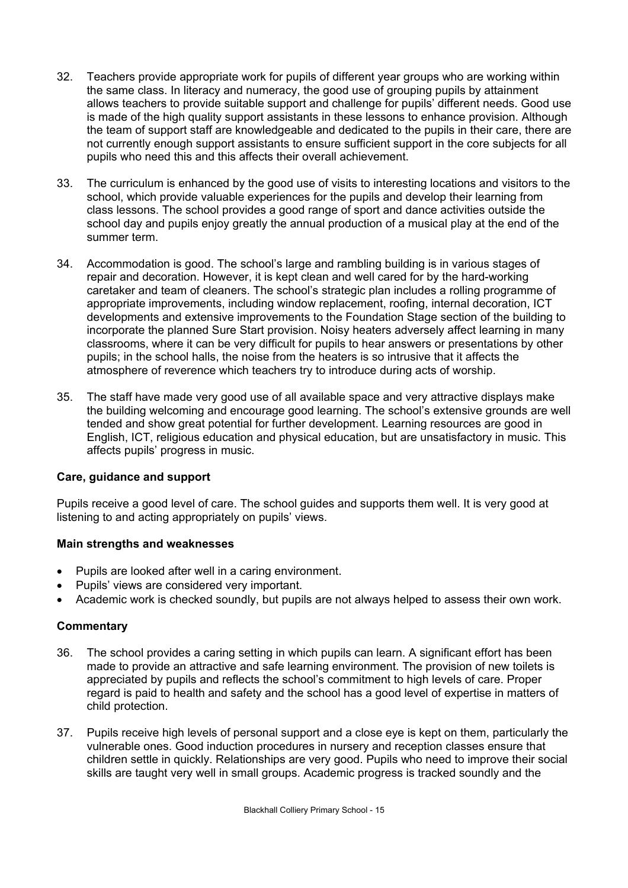32. Teachers provide appropriate work for pupils of different year groups who are working within the same class. In literacy and numeracy, the good use of grouping pupils by attainment allows teachers to provide suitable support and challenge for pupils' different needs. Good use is made of the high quality support assistants in these lessons to enhance provision. Although the team of support staff are knowledgeable and dedicated to the pupils in their care, there are not currently enough support assistants to ensure sufficient support in the core subjects for all pupils who need this and this affects their overall achievement.

33. The curriculum is enhanced by the good use of visits to interesting locations and visitors to the school, which provide valuable experiences for the pupils and develop their learning from class lessons. The school provides a good range of sport and dance activities outside the school day and pupils enjoy greatly the annual production of a musical play at the end of the summer term.

34. Accommodation is good. The school's large and rambling building is in various stages of repair and decoration. However, it is kept clean and well cared for by the hard-working caretaker and team of cleaners. The school's strategic plan includes a rolling programme of appropriate improvements, including window replacement, roofing, internal decoration, ICT developments and extensive improvements to the Foundation Stage section of the building to incorporate the planned Sure Start provision. Noisy heaters adversely affect learning in many classrooms, where it can be very difficult for pupils to hear answers or presentations by other pupils; in the school halls, the noise from the heaters is so intrusive that it affects the atmosphere of reverence which teachers try to introduce during acts of worship.

35. The staff have made very good use of all available space and very attractive displays make the building welcoming and encourage good learning. The school's extensive grounds are well tended and show great potential for further development. Learning resources are good in English, ICT, religious education and physical education, but are unsatisfactory in music. This affects pupils' progress in music.

### Care, guidance and support

Pupils receive a good level of care. The school guides and supports them well. It is very good at listening to and acting appropriately on pupils' views.

#### Main strengths and weaknesses

- Pupils are looked after well in a caring environment.
- Pupils' views are considered very important.
- Academic work is checked soundly, but pupils are not always helped to assess their own work.

#### Commentary

36. The school provides a caring setting in which pupils can learn. A significant effort has been made to provide an attractive and safe learning environment. The provision of new toilets is appreciated by pupils and reflects the school's commitment to high levels of care. Proper regard is paid to health and safety and the school has a good level of expertise in matters of child protection.

37. Pupils receive high levels of personal support and a close eye is kept on them, particularly the vulnerable ones. Good induction procedures in nursery and reception classes ensure that children settle in quickly. Relationships are very good. Pupils who need to improve their social skills are taught very well in small groups. Academic progress is tracked soundly and the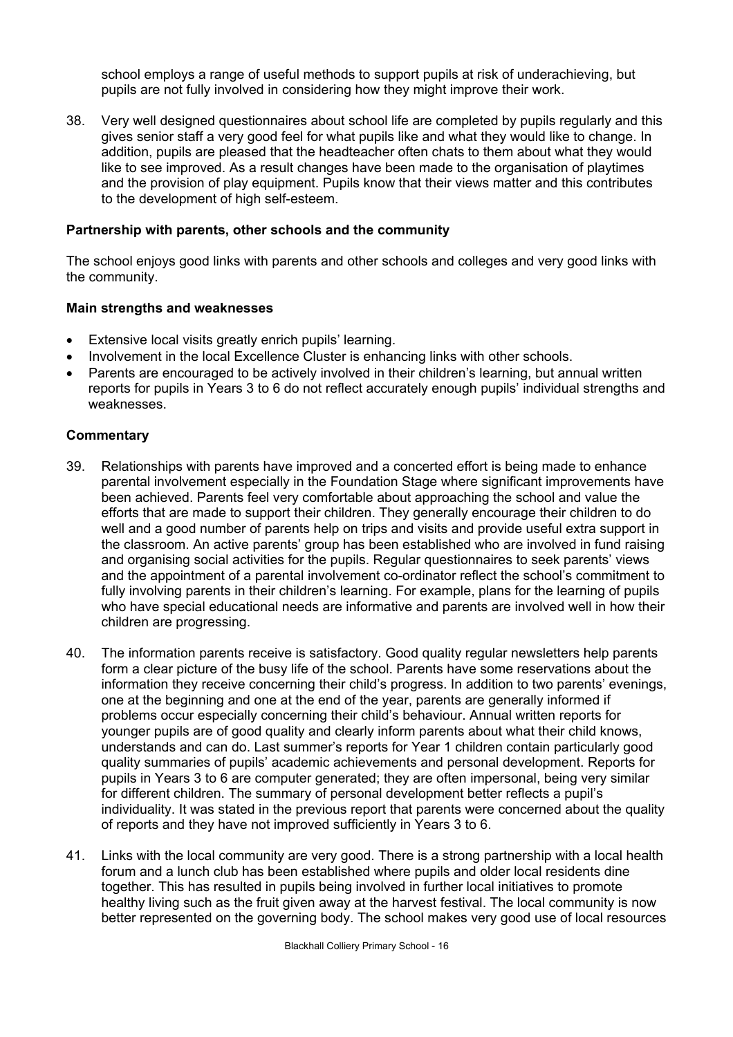school employs a range of useful methods to support pupils at risk of underachieving, but pupils are not fully involved in considering how they might improve their work.

38. Very well designed questionnaires about school life are completed by pupils regularly and this gives senior staff a very good feel for what pupils like and what they would like to change. In addition, pupils are pleased that the headteacher often chats to them about what they would like to see improved. As a result changes have been made to the organisation of playtimes and the provision of play equipment. Pupils know that their views matter and this contributes to the development of high self-esteem.

**Partnership with parents, other schools and the community**

The school enjoys good links with parents and other schools and colleges and very good links with the community.

**Main strengths and weaknesses**

- Extensive local visits greatly enrich pupils' learning.
- Involvement in the local Excellence Cluster is enhancing links with other schools.
- Parents are encouraged to be actively involved in their children's learning, but annual written reports for pupils in Years 3 to 6 do not reflect accurately enough pupils' individual strengths and weaknesses.

**Commentary**

39. Relationships with parents have improved and a concerted effort is being made to enhance parental involvement especially in the Foundation Stage where significant improvements have been achieved. Parents feel very comfortable about approaching the school and value the efforts that are made to support their children. They generally encourage their children to do well and a good number of parents help on trips and visits and provide useful extra support in the classroom. An active parents' group has been established who are involved in fund raising and organising social activities for the pupils. Regular questionnaires to seek parents' views and the appointment of a parental involvement co-ordinator reflect the school's commitment to fully involving parents in their children's learning. For example, plans for the learning of pupils who have special educational needs are informative and parents are involved well in how their children are progressing.

40. The information parents receive is satisfactory. Good quality regular newsletters help parents form a clear picture of the busy life of the school. Parents have some reservations about the information they receive concerning their child's progress. In addition to two parents' evenings, one at the beginning and one at the end of the year, parents are generally informed if problems occur especially concerning their child's behaviour. Annual written reports for younger pupils are of good quality and clearly inform parents about what their child knows, understands and can do. Last summer's reports for Year 1 children contain particularly good quality summaries of pupils' academic achievements and personal development. Reports for pupils in Years 3 to 6 are computer generated; they are often impersonal, being very similar for different children. The summary of personal development better reflects a pupil's individuality. It was stated in the previous report that parents were concerned about the quality of reports and they have not improved sufficiently in Years 3 to 6.

41. Links with the local community are very good. There is a strong partnership with a local health forum and a lunch club has been established where pupils and older local residents dine together. This has resulted in pupils being involved in further local initiatives to promote healthy living such as the fruit given away at the harvest festival. The local community is now better represented on the governing body. The school makes very good use of local resources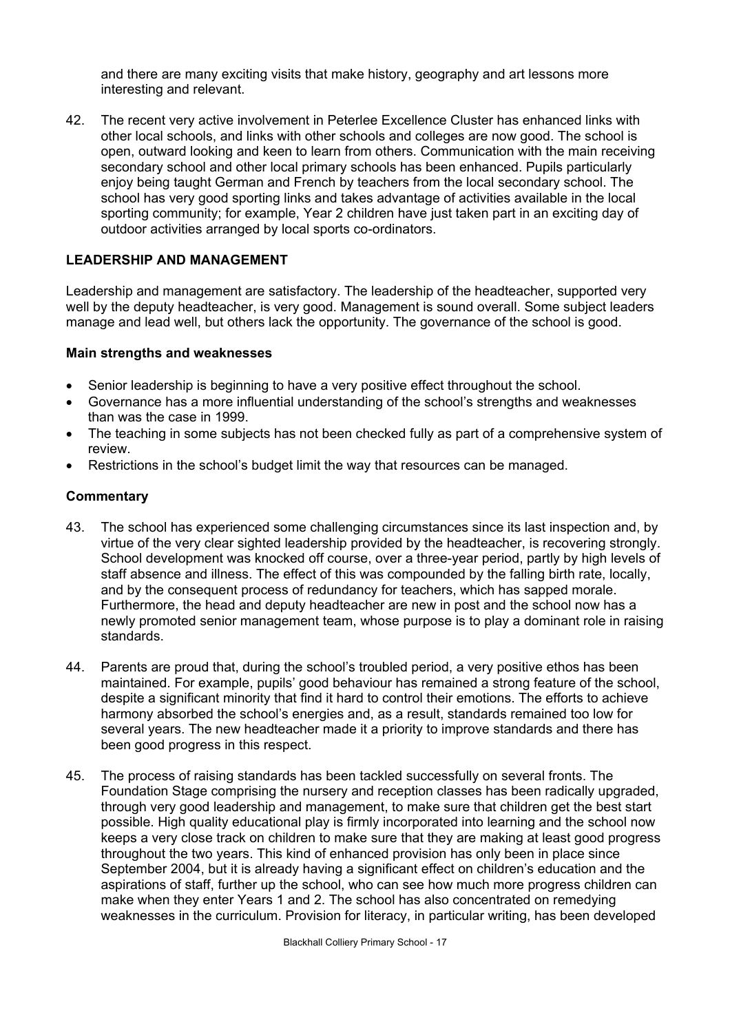and there are many exciting visits that make history, geography and art lessons more interesting and relevant.

42. The recent very active involvement in Peterlee Excellence Cluster has enhanced links with other local schools, and links with other schools and colleges are now good. The school is open, outward looking and keen to learn from others. Communication with the main receiving secondary school and other local primary schools has been enhanced. Pupils particularly enjoy being taught German and French by teachers from the local secondary school. The school has very good sporting links and takes advantage of activities available in the local sporting community; for example, Year 2 children have just taken part in an exciting day of outdoor activities arranged by local sports co-ordinators.

## LEADERSHIP AND MANAGEMENT

Leadership and management are satisfactory. The leadership of the headteacher, supported very well by the deputy headteacher, is very good. Management is sound overall. Some subject leaders manage and lead well, but others lack the opportunity. The governance of the school is good.

### Main strengths and weaknesses

- Senior leadership is beginning to have a very positive effect throughout the school.
- Governance has a more influential understanding of the school's strengths and weaknesses than was the case in 1999.
- The teaching in some subjects has not been checked fully as part of a comprehensive system of review.
- Restrictions in the school's budget limit the way that resources can be managed.

### Commentary

43. The school has experienced some challenging circumstances since its last inspection and, by virtue of the very clear sighted leadership provided by the headteacher, is recovering strongly. School development was knocked off course, over a three-year period, partly by high levels of staff absence and illness. The effect of this was compounded by the falling birth rate, locally, and by the consequent process of redundancy for teachers, which has sapped morale. Furthermore, the head and deputy headteacher are new in post and the school now has a newly promoted senior management team, whose purpose is to play a dominant role in raising standards.

44. Parents are proud that, during the school's troubled period, a very positive ethos has been maintained. For example, pupils' good behaviour has remained a strong feature of the school, despite a significant minority that find it hard to control their emotions. The efforts to achieve harmony absorbed the school's energies and, as a result, standards remained too low for several years. The new headteacher made it a priority to improve standards and there has been good progress in this respect.

45. The process of raising standards has been tackled successfully on several fronts. The Foundation Stage comprising the nursery and reception classes has been radically upgraded, through very good leadership and management, to make sure that children get the best start possible. High quality educational play is firmly incorporated into learning and the school now keeps a very close track on children to make sure that they are making at least good progress throughout the two years. This kind of enhanced provision has only been in place since September 2004, but it is already having a significant effect on children's education and the aspirations of staff, further up the school, who can see how much more progress children can make when they enter Years 1 and 2. The school has also concentrated on remedying weaknesses in the curriculum. Provision for literacy, in particular writing, has been developed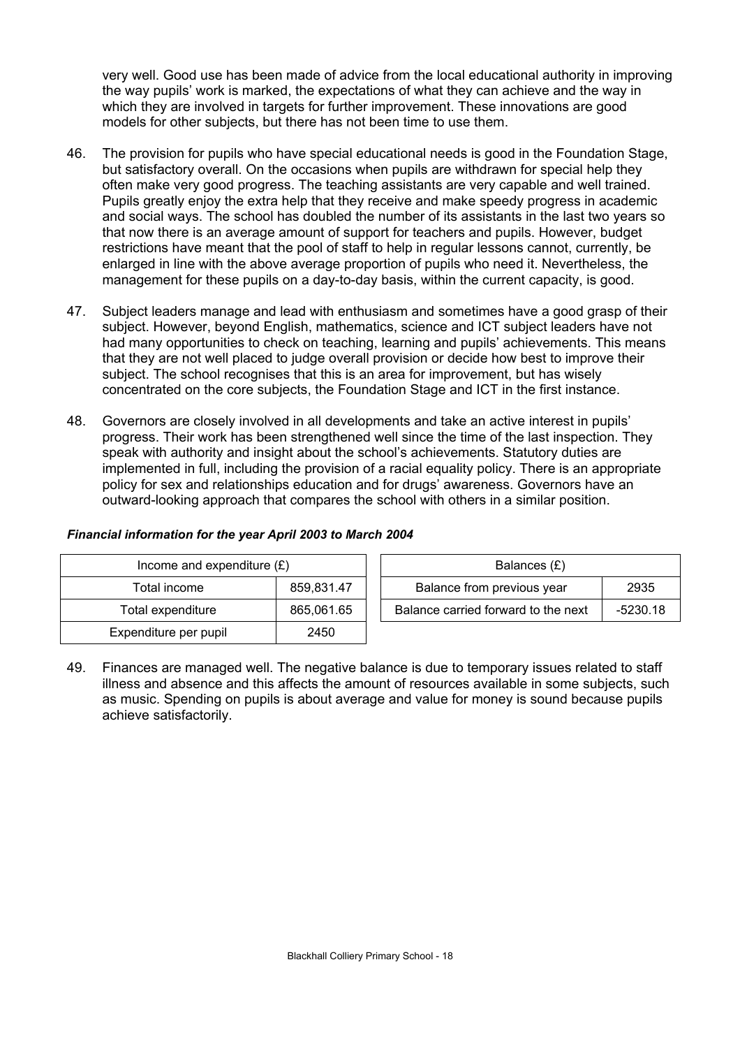very well. Good use has been made of advice from the local educational authority in improving the way pupils' work is marked, the expectations of what they can achieve and the way in which they are involved in targets for further improvement. These innovations are good models for other subjects, but there has not been time to use them.

46. The provision for pupils who have special educational needs is good in the Foundation Stage, but satisfactory overall. On the occasions when pupils are withdrawn for special help they often make very good progress. The teaching assistants are very capable and well trained. Pupils greatly enjoy the extra help that they receive and make speedy progress in academic and social ways. The school has doubled the number of its assistants in the last two years so that now there is an average amount of support for teachers and pupils. However, budget restrictions have meant that the pool of staff to help in regular lessons cannot, currently, be enlarged in line with the above average proportion of pupils who need it. Nevertheless, the management for these pupils on a day-to-day basis, within the current capacity, is good.

47. Subject leaders manage and lead with enthusiasm and sometimes have a good grasp of their subject. However, beyond English, mathematics, science and ICT subject leaders have not had many opportunities to check on teaching, learning and pupils' achievements. This means that they are not well placed to judge overall provision or decide how best to improve their subject. The school recognises that this is an area for improvement, but has wisely concentrated on the core subjects, the Foundation Stage and ICT in the first instance.

48. Governors are closely involved in all developments and take an active interest in pupils' progress. Their work has been strengthened well since the time of the last inspection. They speak with authority and insight about the school's achievements. Statutory duties are implemented in full, including the provision of a racial equality policy. There is an appropriate policy for sex and relationships education and for drugs' awareness. Governors have an outward-looking approach that compares the school with others in a similar position.

***Financial information for the year April 2003 to March 2004***

| Income and expenditure (£) | |
|---|---|
| Total income | 859,831.47 |
| Total expenditure | 865,061.65 |
| Expenditure per pupil | 2450 |

| Balances (£) | |
|---|---|
| Balance from previous year | 2935 |
| Balance carried forward to the next | -5230.18 |

49. Finances are managed well. The negative balance is due to temporary issues related to staff illness and absence and this affects the amount of resources available in some subjects, such as music. Spending on pupils is about average and value for money is sound because pupils achieve satisfactorily.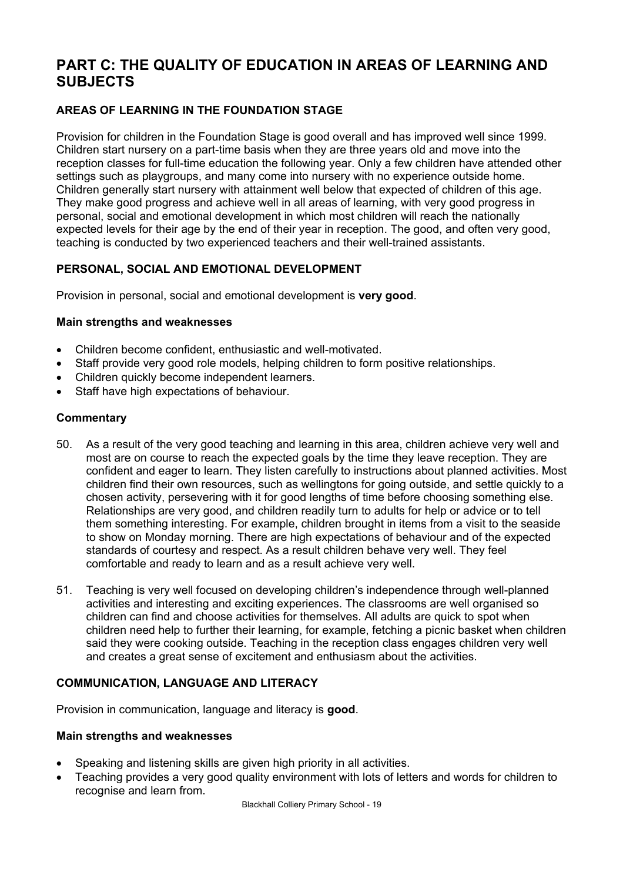# PART C: THE QUALITY OF EDUCATION IN AREAS OF LEARNING AND SUBJECTS

## AREAS OF LEARNING IN THE FOUNDATION STAGE

Provision for children in the Foundation Stage is good overall and has improved well since 1999. Children start nursery on a part-time basis when they are three years old and move into the reception classes for full-time education the following year. Only a few children have attended other settings such as playgroups, and many come into nursery with no experience outside home. Children generally start nursery with attainment well below that expected of children of this age. They make good progress and achieve well in all areas of learning, with very good progress in personal, social and emotional development in which most children will reach the nationally expected levels for their age by the end of their year in reception. The good, and often very good, teaching is conducted by two experienced teachers and their well-trained assistants.

### PERSONAL, SOCIAL AND EMOTIONAL DEVELOPMENT

Provision in personal, social and emotional development is **very good**.

#### Main strengths and weaknesses

- Children become confident, enthusiastic and well-motivated.
- Staff provide very good role models, helping children to form positive relationships.
- Children quickly become independent learners.
- Staff have high expectations of behaviour.

#### Commentary

50. As a result of the very good teaching and learning in this area, children achieve very well and most are on course to reach the expected goals by the time they leave reception. They are confident and eager to learn. They listen carefully to instructions about planned activities. Most children find their own resources, such as wellingtons for going outside, and settle quickly to a chosen activity, persevering with it for good lengths of time before choosing something else. Relationships are very good, and children readily turn to adults for help or advice or to tell them something interesting. For example, children brought in items from a visit to the seaside to show on Monday morning. There are high expectations of behaviour and of the expected standards of courtesy and respect. As a result children behave very well. They feel comfortable and ready to learn and as a result achieve very well.

51. Teaching is very well focused on developing children's independence through well-planned activities and interesting and exciting experiences. The classrooms are well organised so children can find and choose activities for themselves. All adults are quick to spot when children need help to further their learning, for example, fetching a picnic basket when children said they were cooking outside. Teaching in the reception class engages children very well and creates a great sense of excitement and enthusiasm about the activities.

### COMMUNICATION, LANGUAGE AND LITERACY

Provision in communication, language and literacy is **good**.

#### Main strengths and weaknesses

- Speaking and listening skills are given high priority in all activities.
- Teaching provides a very good quality environment with lots of letters and words for children to recognise and learn from.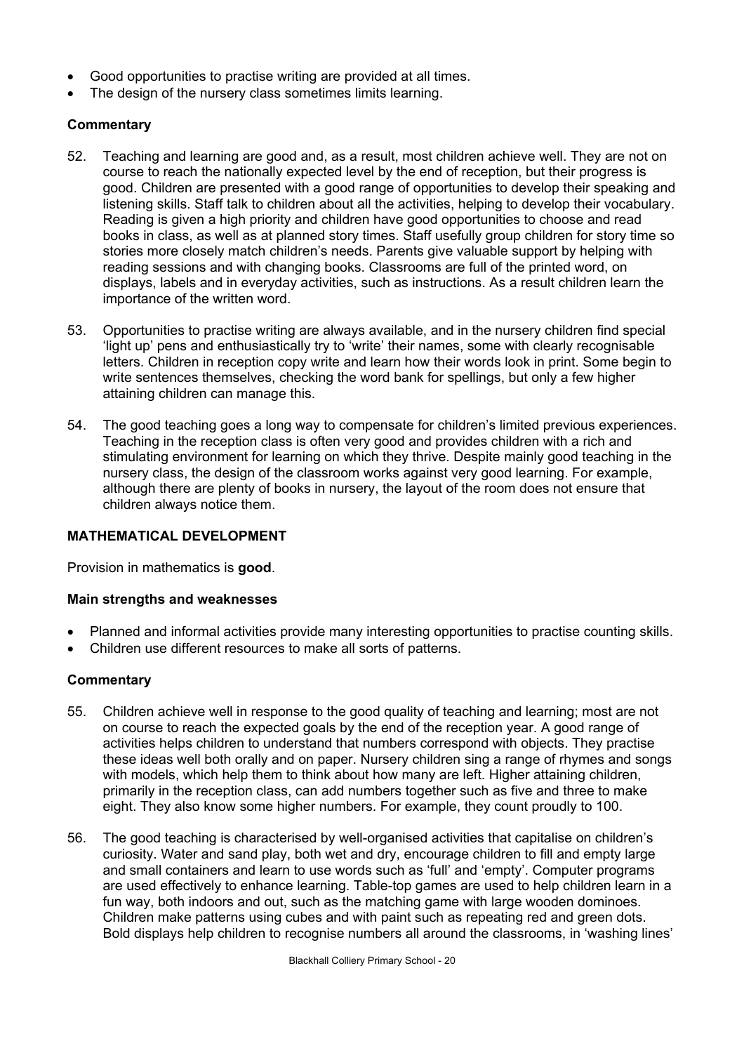- Good opportunities to practise writing are provided at all times.
- The design of the nursery class sometimes limits learning.

### Commentary

52. Teaching and learning are good and, as a result, most children achieve well. They are not on course to reach the nationally expected level by the end of reception, but their progress is good. Children are presented with a good range of opportunities to develop their speaking and listening skills. Staff talk to children about all the activities, helping to develop their vocabulary. Reading is given a high priority and children have good opportunities to choose and read books in class, as well as at planned story times. Staff usefully group children for story time so stories more closely match children's needs. Parents give valuable support by helping with reading sessions and with changing books. Classrooms are full of the printed word, on displays, labels and in everyday activities, such as instructions. As a result children learn the importance of the written word.

53. Opportunities to practise writing are always available, and in the nursery children find special 'light up' pens and enthusiastically try to 'write' their names, some with clearly recognisable letters. Children in reception copy write and learn how their words look in print. Some begin to write sentences themselves, checking the word bank for spellings, but only a few higher attaining children can manage this.

54. The good teaching goes a long way to compensate for children's limited previous experiences. Teaching in the reception class is often very good and provides children with a rich and stimulating environment for learning on which they thrive. Despite mainly good teaching in the nursery class, the design of the classroom works against very good learning. For example, although there are plenty of books in nursery, the layout of the room does not ensure that children always notice them.

## MATHEMATICAL DEVELOPMENT

Provision in mathematics is **good**.

### Main strengths and weaknesses

- Planned and informal activities provide many interesting opportunities to practise counting skills.
- Children use different resources to make all sorts of patterns.

### Commentary

55. Children achieve well in response to the good quality of teaching and learning; most are not on course to reach the expected goals by the end of the reception year. A good range of activities helps children to understand that numbers correspond with objects. They practise these ideas well both orally and on paper. Nursery children sing a range of rhymes and songs with models, which help them to think about how many are left. Higher attaining children, primarily in the reception class, can add numbers together such as five and three to make eight. They also know some higher numbers. For example, they count proudly to 100.

56. The good teaching is characterised by well-organised activities that capitalise on children's curiosity. Water and sand play, both wet and dry, encourage children to fill and empty large and small containers and learn to use words such as 'full' and 'empty'. Computer programs are used effectively to enhance learning. Table-top games are used to help children learn in a fun way, both indoors and out, such as the matching game with large wooden dominoes. Children make patterns using cubes and with paint such as repeating red and green dots. Bold displays help children to recognise numbers all around the classrooms, in 'washing lines'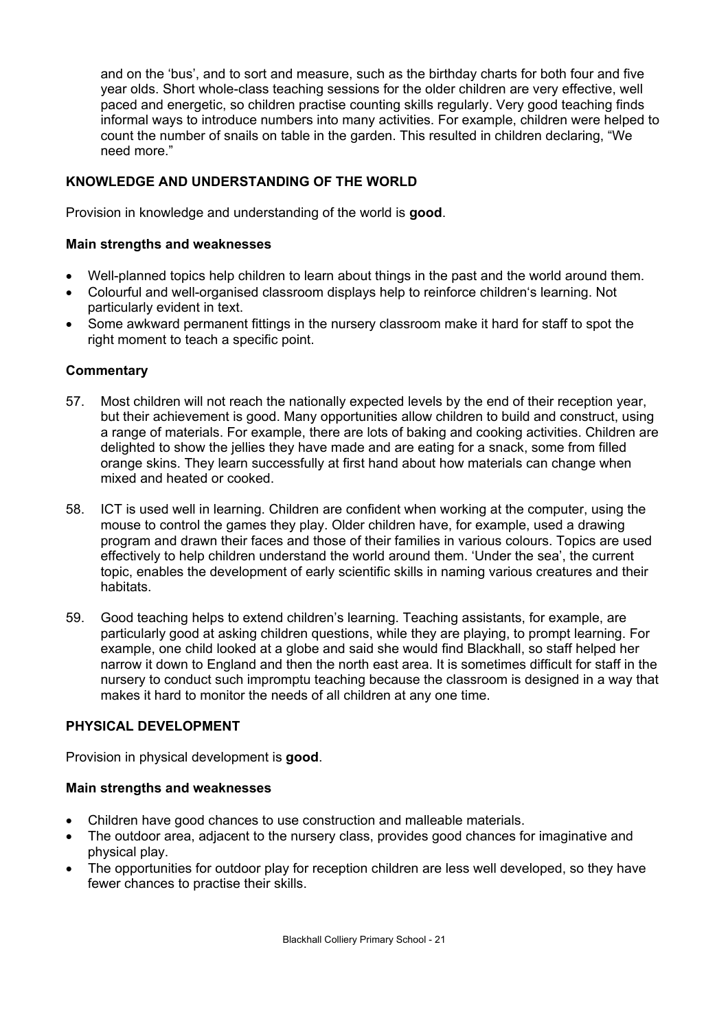and on the 'bus', and to sort and measure, such as the birthday charts for both four and five year olds. Short whole-class teaching sessions for the older children are very effective, well paced and energetic, so children practise counting skills regularly. Very good teaching finds informal ways to introduce numbers into many activities. For example, children were helped to count the number of snails on table in the garden. This resulted in children declaring, "We need more."

### KNOWLEDGE AND UNDERSTANDING OF THE WORLD

Provision in knowledge and understanding of the world is **good**.

#### Main strengths and weaknesses

- Well-planned topics help children to learn about things in the past and the world around them.
- Colourful and well-organised classroom displays help to reinforce children's learning. Not particularly evident in text.
- Some awkward permanent fittings in the nursery classroom make it hard for staff to spot the right moment to teach a specific point.

#### Commentary

57. Most children will not reach the nationally expected levels by the end of their reception year, but their achievement is good. Many opportunities allow children to build and construct, using a range of materials. For example, there are lots of baking and cooking activities. Children are delighted to show the jellies they have made and are eating for a snack, some from filled orange skins. They learn successfully at first hand about how materials can change when mixed and heated or cooked.

58. ICT is used well in learning. Children are confident when working at the computer, using the mouse to control the games they play. Older children have, for example, used a drawing program and drawn their faces and those of their families in various colours. Topics are used effectively to help children understand the world around them. 'Under the sea', the current topic, enables the development of early scientific skills in naming various creatures and their habitats.

59. Good teaching helps to extend children's learning. Teaching assistants, for example, are particularly good at asking children questions, while they are playing, to prompt learning. For example, one child looked at a globe and said she would find Blackhall, so staff helped her narrow it down to England and then the north east area. It is sometimes difficult for staff in the nursery to conduct such impromptu teaching because the classroom is designed in a way that makes it hard to monitor the needs of all children at any one time.

### PHYSICAL DEVELOPMENT

Provision in physical development is **good**.

#### Main strengths and weaknesses

- Children have good chances to use construction and malleable materials.
- The outdoor area, adjacent to the nursery class, provides good chances for imaginative and physical play.
- The opportunities for outdoor play for reception children are less well developed, so they have fewer chances to practise their skills.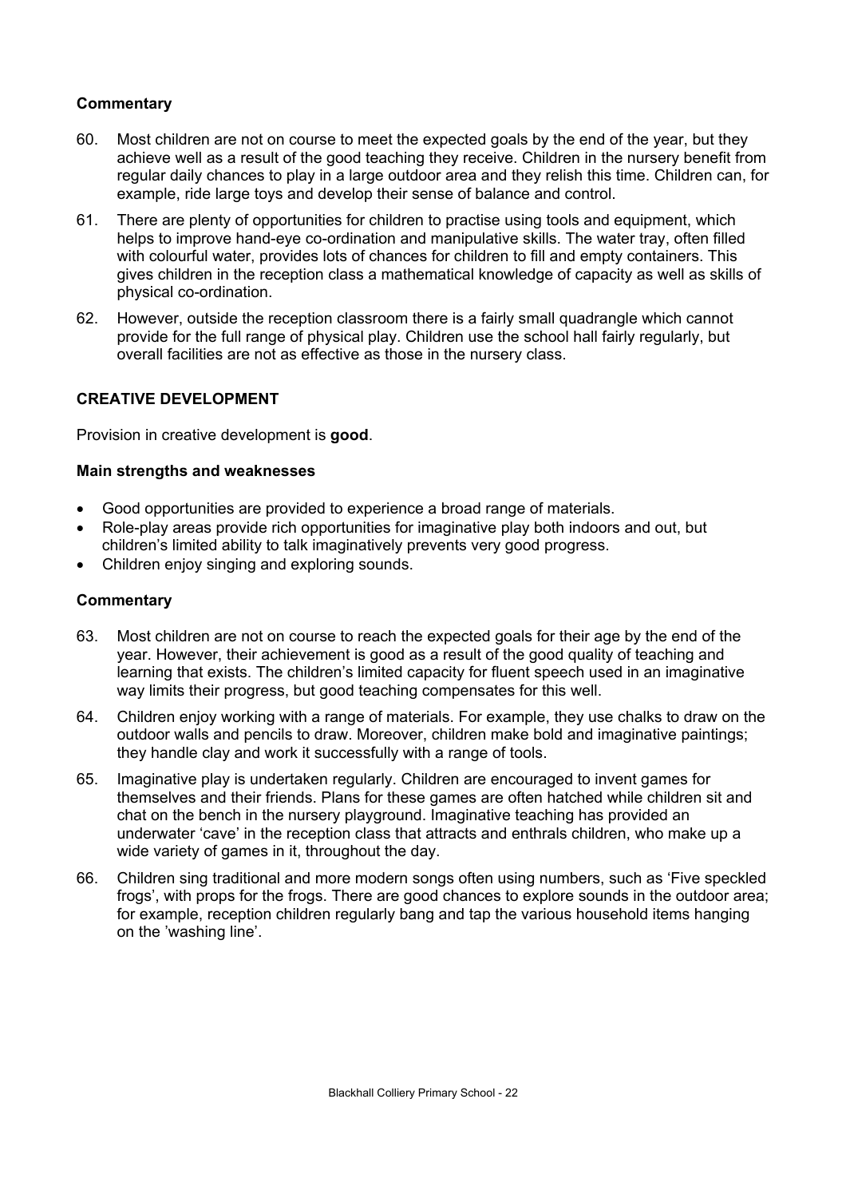### Commentary

60. Most children are not on course to meet the expected goals by the end of the year, but they achieve well as a result of the good teaching they receive. Children in the nursery benefit from regular daily chances to play in a large outdoor area and they relish this time. Children can, for example, ride large toys and develop their sense of balance and control.

61. There are plenty of opportunities for children to practise using tools and equipment, which helps to improve hand-eye co-ordination and manipulative skills. The water tray, often filled with colourful water, provides lots of chances for children to fill and empty containers. This gives children in the reception class a mathematical knowledge of capacity as well as skills of physical co-ordination.

62. However, outside the reception classroom there is a fairly small quadrangle which cannot provide for the full range of physical play. Children use the school hall fairly regularly, but overall facilities are not as effective as those in the nursery class.

## CREATIVE DEVELOPMENT

Provision in creative development is **good**.

### Main strengths and weaknesses

- Good opportunities are provided to experience a broad range of materials.
- Role-play areas provide rich opportunities for imaginative play both indoors and out, but children's limited ability to talk imaginatively prevents very good progress.
- Children enjoy singing and exploring sounds.

### Commentary

63. Most children are not on course to reach the expected goals for their age by the end of the year. However, their achievement is good as a result of the good quality of teaching and learning that exists. The children's limited capacity for fluent speech used in an imaginative way limits their progress, but good teaching compensates for this well.

64. Children enjoy working with a range of materials. For example, they use chalks to draw on the outdoor walls and pencils to draw. Moreover, children make bold and imaginative paintings; they handle clay and work it successfully with a range of tools.

65. Imaginative play is undertaken regularly. Children are encouraged to invent games for themselves and their friends. Plans for these games are often hatched while children sit and chat on the bench in the nursery playground. Imaginative teaching has provided an underwater 'cave' in the reception class that attracts and enthrals children, who make up a wide variety of games in it, throughout the day.

66. Children sing traditional and more modern songs often using numbers, such as 'Five speckled frogs', with props for the frogs. There are good chances to explore sounds in the outdoor area; for example, reception children regularly bang and tap the various household items hanging on the 'washing line'.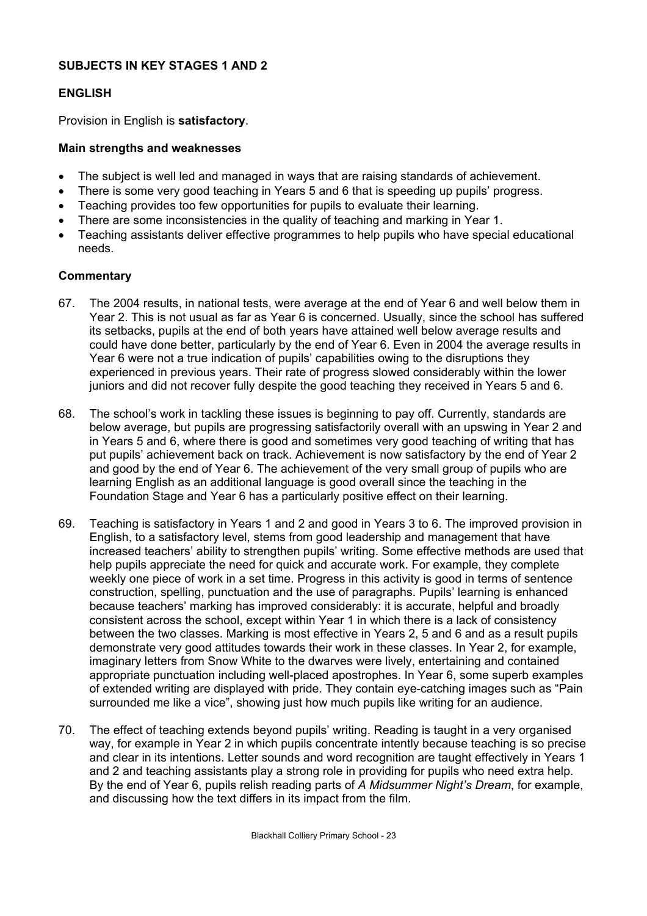## SUBJECTS IN KEY STAGES 1 AND 2

### ENGLISH

Provision in English is **satisfactory**.

#### Main strengths and weaknesses

- The subject is well led and managed in ways that are raising standards of achievement.
- There is some very good teaching in Years 5 and 6 that is speeding up pupils' progress.
- Teaching provides too few opportunities for pupils to evaluate their learning.
- There are some inconsistencies in the quality of teaching and marking in Year 1.
- Teaching assistants deliver effective programmes to help pupils who have special educational needs.

#### Commentary

67. The 2004 results, in national tests, were average at the end of Year 6 and well below them in Year 2. This is not usual as far as Year 6 is concerned. Usually, since the school has suffered its setbacks, pupils at the end of both years have attained well below average results and could have done better, particularly by the end of Year 6. Even in 2004 the average results in Year 6 were not a true indication of pupils' capabilities owing to the disruptions they experienced in previous years. Their rate of progress slowed considerably within the lower juniors and did not recover fully despite the good teaching they received in Years 5 and 6.

68. The school's work in tackling these issues is beginning to pay off. Currently, standards are below average, but pupils are progressing satisfactorily overall with an upswing in Year 2 and in Years 5 and 6, where there is good and sometimes very good teaching of writing that has put pupils' achievement back on track. Achievement is now satisfactory by the end of Year 2 and good by the end of Year 6. The achievement of the very small group of pupils who are learning English as an additional language is good overall since the teaching in the Foundation Stage and Year 6 has a particularly positive effect on their learning.

69. Teaching is satisfactory in Years 1 and 2 and good in Years 3 to 6. The improved provision in English, to a satisfactory level, stems from good leadership and management that have increased teachers' ability to strengthen pupils' writing. Some effective methods are used that help pupils appreciate the need for quick and accurate work. For example, they complete weekly one piece of work in a set time. Progress in this activity is good in terms of sentence construction, spelling, punctuation and the use of paragraphs. Pupils' learning is enhanced because teachers' marking has improved considerably: it is accurate, helpful and broadly consistent across the school, except within Year 1 in which there is a lack of consistency between the two classes. Marking is most effective in Years 2, 5 and 6 and as a result pupils demonstrate very good attitudes towards their work in these classes. In Year 2, for example, imaginary letters from Snow White to the dwarves were lively, entertaining and contained appropriate punctuation including well-placed apostrophes. In Year 6, some superb examples of extended writing are displayed with pride. They contain eye-catching images such as "Pain surrounded me like a vice", showing just how much pupils like writing for an audience.

70. The effect of teaching extends beyond pupils' writing. Reading is taught in a very organised way, for example in Year 2 in which pupils concentrate intently because teaching is so precise and clear in its intentions. Letter sounds and word recognition are taught effectively in Years 1 and 2 and teaching assistants play a strong role in providing for pupils who need extra help. By the end of Year 6, pupils relish reading parts of *A Midsummer Night's Dream*, for example, and discussing how the text differs in its impact from the film.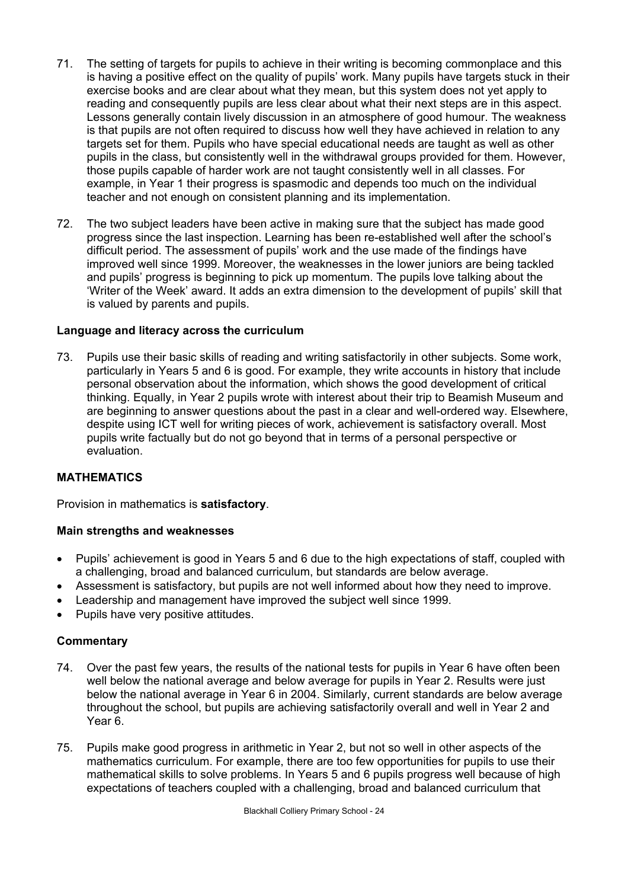71. The setting of targets for pupils to achieve in their writing is becoming commonplace and this is having a positive effect on the quality of pupils' work. Many pupils have targets stuck in their exercise books and are clear about what they mean, but this system does not yet apply to reading and consequently pupils are less clear about what their next steps are in this aspect. Lessons generally contain lively discussion in an atmosphere of good humour. The weakness is that pupils are not often required to discuss how well they have achieved in relation to any targets set for them. Pupils who have special educational needs are taught as well as other pupils in the class, but consistently well in the withdrawal groups provided for them. However, those pupils capable of harder work are not taught consistently well in all classes. For example, in Year 1 their progress is spasmodic and depends too much on the individual teacher and not enough on consistent planning and its implementation.

72. The two subject leaders have been active in making sure that the subject has made good progress since the last inspection. Learning has been re-established well after the school's difficult period. The assessment of pupils' work and the use made of the findings have improved well since 1999. Moreover, the weaknesses in the lower juniors are being tackled and pupils' progress is beginning to pick up momentum. The pupils love talking about the 'Writer of the Week' award. It adds an extra dimension to the development of pupils' skill that is valued by parents and pupils.

### Language and literacy across the curriculum

73. Pupils use their basic skills of reading and writing satisfactorily in other subjects. Some work, particularly in Years 5 and 6 is good. For example, they write accounts in history that include personal observation about the information, which shows the good development of critical thinking. Equally, in Year 2 pupils wrote with interest about their trip to Beamish Museum and are beginning to answer questions about the past in a clear and well-ordered way. Elsewhere, despite using ICT well for writing pieces of work, achievement is satisfactory overall. Most pupils write factually but do not go beyond that in terms of a personal perspective or evaluation.

## MATHEMATICS

Provision in mathematics is **satisfactory**.

### Main strengths and weaknesses

- Pupils' achievement is good in Years 5 and 6 due to the high expectations of staff, coupled with a challenging, broad and balanced curriculum, but standards are below average.
- Assessment is satisfactory, but pupils are not well informed about how they need to improve.
- Leadership and management have improved the subject well since 1999.
- Pupils have very positive attitudes.

### Commentary

74. Over the past few years, the results of the national tests for pupils in Year 6 have often been well below the national average and below average for pupils in Year 2. Results were just below the national average in Year 6 in 2004. Similarly, current standards are below average throughout the school, but pupils are achieving satisfactorily overall and well in Year 2 and Year 6.

75. Pupils make good progress in arithmetic in Year 2, but not so well in other aspects of the mathematics curriculum. For example, there are too few opportunities for pupils to use their mathematical skills to solve problems. In Years 5 and 6 pupils progress well because of high expectations of teachers coupled with a challenging, broad and balanced curriculum that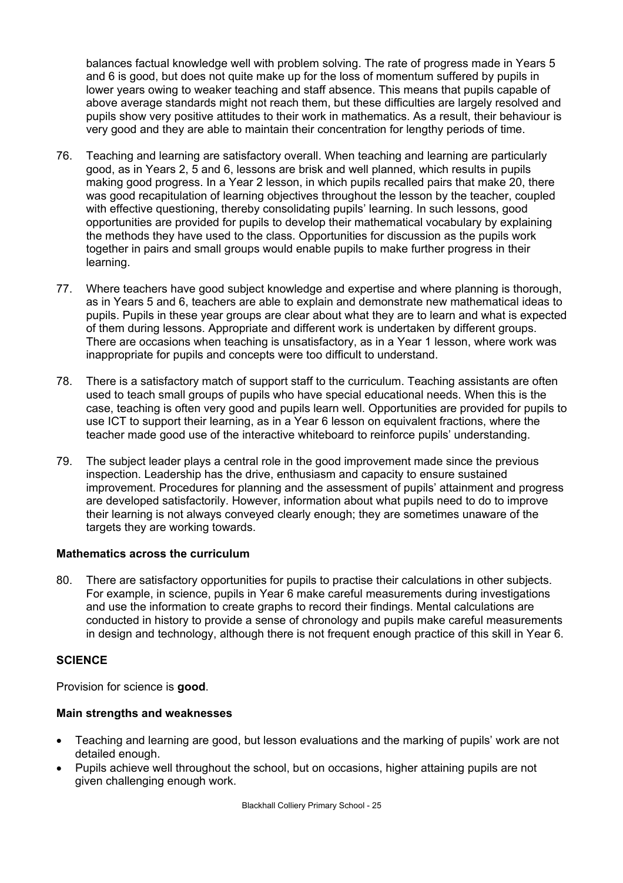balances factual knowledge well with problem solving. The rate of progress made in Years 5 and 6 is good, but does not quite make up for the loss of momentum suffered by pupils in lower years owing to weaker teaching and staff absence. This means that pupils capable of above average standards might not reach them, but these difficulties are largely resolved and pupils show very positive attitudes to their work in mathematics. As a result, their behaviour is very good and they are able to maintain their concentration for lengthy periods of time.

76. Teaching and learning are satisfactory overall. When teaching and learning are particularly good, as in Years 2, 5 and 6, lessons are brisk and well planned, which results in pupils making good progress. In a Year 2 lesson, in which pupils recalled pairs that make 20, there was good recapitulation of learning objectives throughout the lesson by the teacher, coupled with effective questioning, thereby consolidating pupils' learning. In such lessons, good opportunities are provided for pupils to develop their mathematical vocabulary by explaining the methods they have used to the class. Opportunities for discussion as the pupils work together in pairs and small groups would enable pupils to make further progress in their learning.

77. Where teachers have good subject knowledge and expertise and where planning is thorough, as in Years 5 and 6, teachers are able to explain and demonstrate new mathematical ideas to pupils. Pupils in these year groups are clear about what they are to learn and what is expected of them during lessons. Appropriate and different work is undertaken by different groups. There are occasions when teaching is unsatisfactory, as in a Year 1 lesson, where work was inappropriate for pupils and concepts were too difficult to understand.

78. There is a satisfactory match of support staff to the curriculum. Teaching assistants are often used to teach small groups of pupils who have special educational needs. When this is the case, teaching is often very good and pupils learn well. Opportunities are provided for pupils to use ICT to support their learning, as in a Year 6 lesson on equivalent fractions, where the teacher made good use of the interactive whiteboard to reinforce pupils' understanding.

79. The subject leader plays a central role in the good improvement made since the previous inspection. Leadership has the drive, enthusiasm and capacity to ensure sustained improvement. Procedures for planning and the assessment of pupils' attainment and progress are developed satisfactorily. However, information about what pupils need to do to improve their learning is not always conveyed clearly enough; they are sometimes unaware of the targets they are working towards.

### Mathematics across the curriculum

80. There are satisfactory opportunities for pupils to practise their calculations in other subjects. For example, in science, pupils in Year 6 make careful measurements during investigations and use the information to create graphs to record their findings. Mental calculations are conducted in history to provide a sense of chronology and pupils make careful measurements in design and technology, although there is not frequent enough practice of this skill in Year 6.

## SCIENCE

Provision for science is **good**.

### Main strengths and weaknesses

- Teaching and learning are good, but lesson evaluations and the marking of pupils' work are not detailed enough.
- Pupils achieve well throughout the school, but on occasions, higher attaining pupils are not given challenging enough work.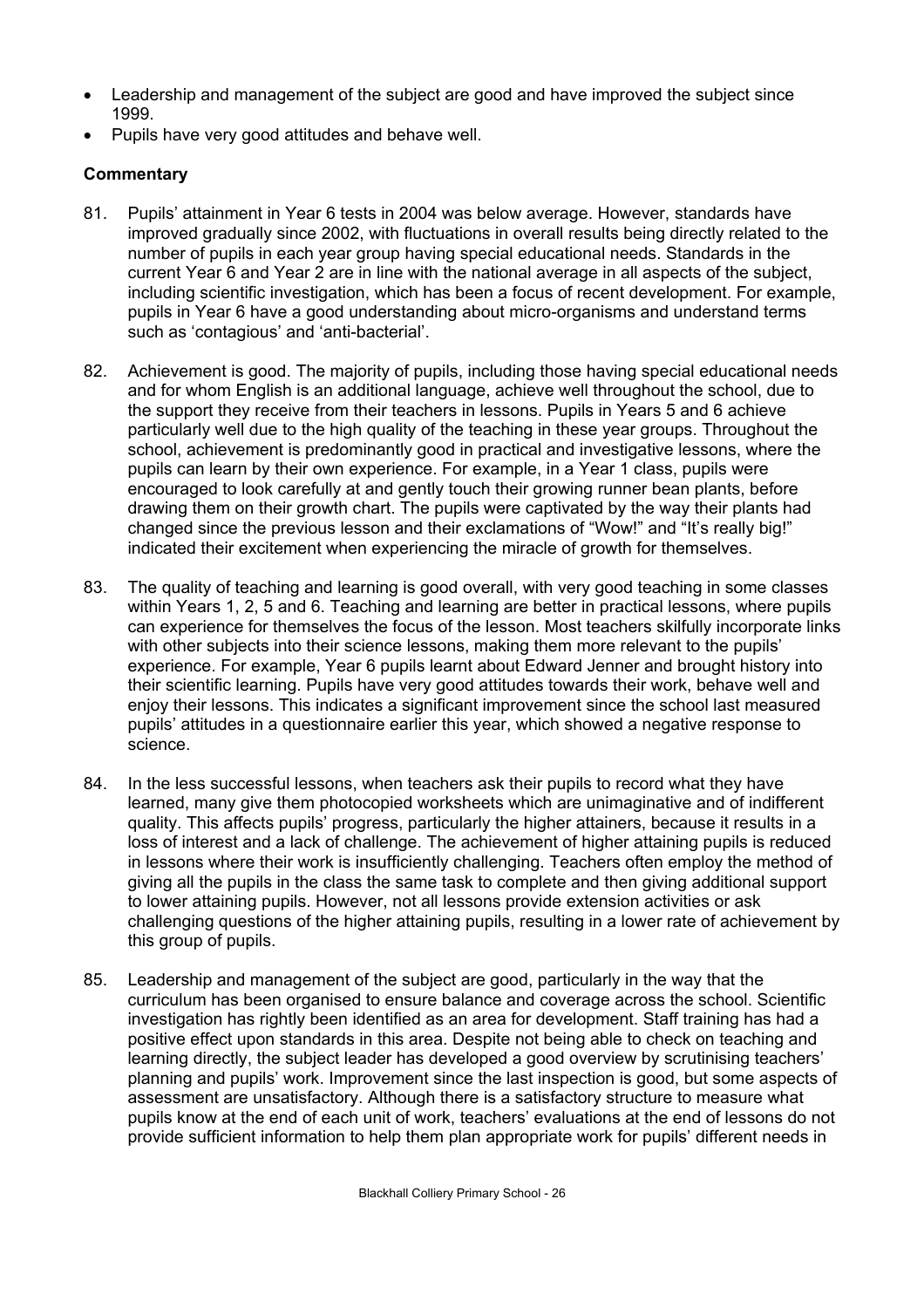- Leadership and management of the subject are good and have improved the subject since 1999.
- Pupils have very good attitudes and behave well.

**Commentary**

81. Pupils' attainment in Year 6 tests in 2004 was below average. However, standards have improved gradually since 2002, with fluctuations in overall results being directly related to the number of pupils in each year group having special educational needs. Standards in the current Year 6 and Year 2 are in line with the national average in all aspects of the subject, including scientific investigation, which has been a focus of recent development. For example, pupils in Year 6 have a good understanding about micro-organisms and understand terms such as 'contagious' and 'anti-bacterial'.

82. Achievement is good. The majority of pupils, including those having special educational needs and for whom English is an additional language, achieve well throughout the school, due to the support they receive from their teachers in lessons. Pupils in Years 5 and 6 achieve particularly well due to the high quality of the teaching in these year groups. Throughout the school, achievement is predominantly good in practical and investigative lessons, where the pupils can learn by their own experience. For example, in a Year 1 class, pupils were encouraged to look carefully at and gently touch their growing runner bean plants, before drawing them on their growth chart. The pupils were captivated by the way their plants had changed since the previous lesson and their exclamations of "Wow!" and "It's really big!" indicated their excitement when experiencing the miracle of growth for themselves.

83. The quality of teaching and learning is good overall, with very good teaching in some classes within Years 1, 2, 5 and 6. Teaching and learning are better in practical lessons, where pupils can experience for themselves the focus of the lesson. Most teachers skilfully incorporate links with other subjects into their science lessons, making them more relevant to the pupils' experience. For example, Year 6 pupils learnt about Edward Jenner and brought history into their scientific learning. Pupils have very good attitudes towards their work, behave well and enjoy their lessons. This indicates a significant improvement since the school last measured pupils' attitudes in a questionnaire earlier this year, which showed a negative response to science.

84. In the less successful lessons, when teachers ask their pupils to record what they have learned, many give them photocopied worksheets which are unimaginative and of indifferent quality. This affects pupils' progress, particularly the higher attainers, because it results in a loss of interest and a lack of challenge. The achievement of higher attaining pupils is reduced in lessons where their work is insufficiently challenging. Teachers often employ the method of giving all the pupils in the class the same task to complete and then giving additional support to lower attaining pupils. However, not all lessons provide extension activities or ask challenging questions of the higher attaining pupils, resulting in a lower rate of achievement by this group of pupils.

85. Leadership and management of the subject are good, particularly in the way that the curriculum has been organised to ensure balance and coverage across the school. Scientific investigation has rightly been identified as an area for development. Staff training has had a positive effect upon standards in this area. Despite not being able to check on teaching and learning directly, the subject leader has developed a good overview by scrutinising teachers' planning and pupils' work. Improvement since the last inspection is good, but some aspects of assessment are unsatisfactory. Although there is a satisfactory structure to measure what pupils know at the end of each unit of work, teachers' evaluations at the end of lessons do not provide sufficient information to help them plan appropriate work for pupils' different needs in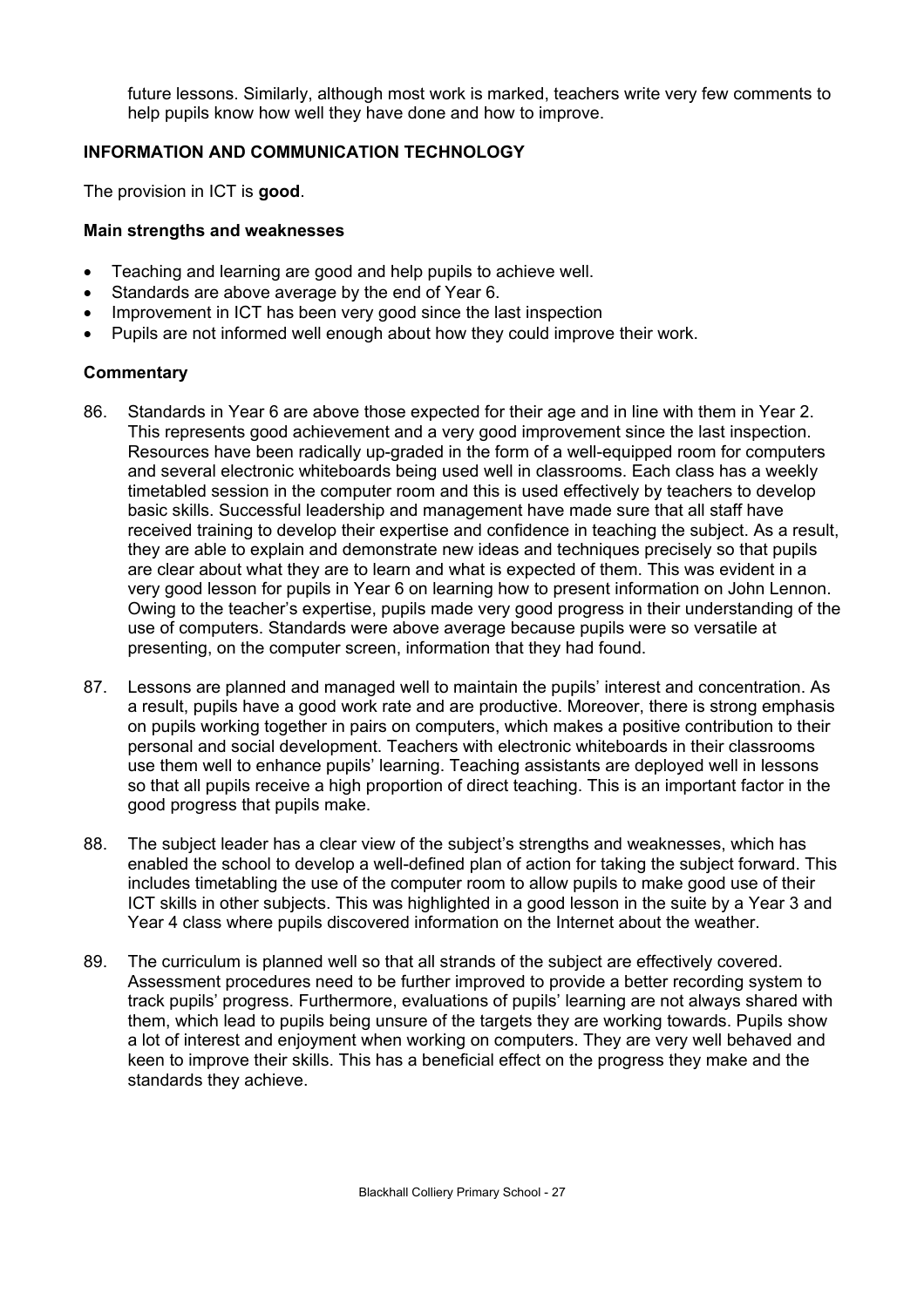future lessons. Similarly, although most work is marked, teachers write very few comments to help pupils know how well they have done and how to improve.

### INFORMATION AND COMMUNICATION TECHNOLOGY

The provision in ICT is **good**.

#### Main strengths and weaknesses

- Teaching and learning are good and help pupils to achieve well.
- Standards are above average by the end of Year 6.
- Improvement in ICT has been very good since the last inspection
- Pupils are not informed well enough about how they could improve their work.

#### Commentary

86. Standards in Year 6 are above those expected for their age and in line with them in Year 2. This represents good achievement and a very good improvement since the last inspection. Resources have been radically up-graded in the form of a well-equipped room for computers and several electronic whiteboards being used well in classrooms. Each class has a weekly timetabled session in the computer room and this is used effectively by teachers to develop basic skills. Successful leadership and management have made sure that all staff have received training to develop their expertise and confidence in teaching the subject. As a result, they are able to explain and demonstrate new ideas and techniques precisely so that pupils are clear about what they are to learn and what is expected of them. This was evident in a very good lesson for pupils in Year 6 on learning how to present information on John Lennon. Owing to the teacher's expertise, pupils made very good progress in their understanding of the use of computers. Standards were above average because pupils were so versatile at presenting, on the computer screen, information that they had found.

87. Lessons are planned and managed well to maintain the pupils' interest and concentration. As a result, pupils have a good work rate and are productive. Moreover, there is strong emphasis on pupils working together in pairs on computers, which makes a positive contribution to their personal and social development. Teachers with electronic whiteboards in their classrooms use them well to enhance pupils' learning. Teaching assistants are deployed well in lessons so that all pupils receive a high proportion of direct teaching. This is an important factor in the good progress that pupils make.

88. The subject leader has a clear view of the subject's strengths and weaknesses, which has enabled the school to develop a well-defined plan of action for taking the subject forward. This includes timetabling the use of the computer room to allow pupils to make good use of their ICT skills in other subjects. This was highlighted in a good lesson in the suite by a Year 3 and Year 4 class where pupils discovered information on the Internet about the weather.

89. The curriculum is planned well so that all strands of the subject are effectively covered. Assessment procedures need to be further improved to provide a better recording system to track pupils' progress. Furthermore, evaluations of pupils' learning are not always shared with them, which lead to pupils being unsure of the targets they are working towards. Pupils show a lot of interest and enjoyment when working on computers. They are very well behaved and keen to improve their skills. This has a beneficial effect on the progress they make and the standards they achieve.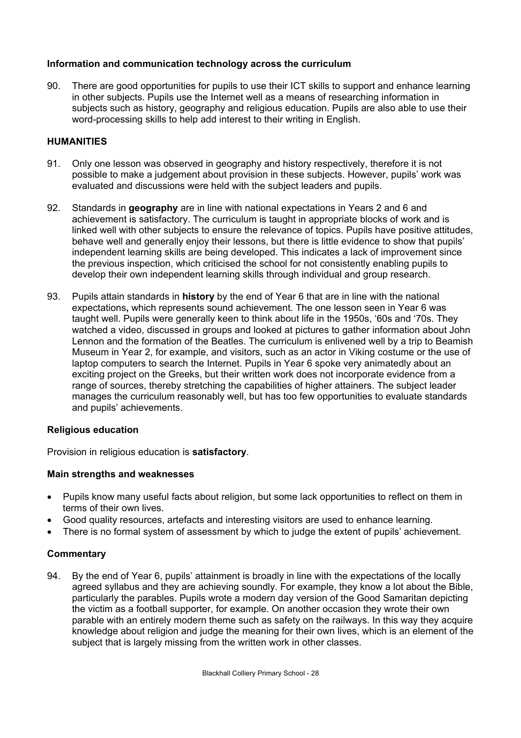**Information and communication technology across the curriculum**

90. There are good opportunities for pupils to use their ICT skills to support and enhance learning in other subjects. Pupils use the Internet well as a means of researching information in subjects such as history, geography and religious education. Pupils are also able to use their word-processing skills to help add interest to their writing in English.

## HUMANITIES

91. Only one lesson was observed in geography and history respectively, therefore it is not possible to make a judgement about provision in these subjects. However, pupils' work was evaluated and discussions were held with the subject leaders and pupils.

92. Standards in **geography** are in line with national expectations in Years 2 and 6 and achievement is satisfactory. The curriculum is taught in appropriate blocks of work and is linked well with other subjects to ensure the relevance of topics. Pupils have positive attitudes, behave well and generally enjoy their lessons, but there is little evidence to show that pupils' independent learning skills are being developed. This indicates a lack of improvement since the previous inspection, which criticised the school for not consistently enabling pupils to develop their own independent learning skills through individual and group research.

93. Pupils attain standards in **history** by the end of Year 6 that are in line with the national expectations**,** which represents sound achievement. The one lesson seen in Year 6 was taught well. Pupils were generally keen to think about life in the 1950s, '60s and '70s. They watched a video, discussed in groups and looked at pictures to gather information about John Lennon and the formation of the Beatles. The curriculum is enlivened well by a trip to Beamish Museum in Year 2, for example, and visitors, such as an actor in Viking costume or the use of laptop computers to search the Internet. Pupils in Year 6 spoke very animatedly about an exciting project on the Greeks, but their written work does not incorporate evidence from a range of sources, thereby stretching the capabilities of higher attainers. The subject leader manages the curriculum reasonably well, but has too few opportunities to evaluate standards and pupils' achievements.

### Religious education

Provision in religious education is **satisfactory**.

**Main strengths and weaknesses**

- Pupils know many useful facts about religion, but some lack opportunities to reflect on them in terms of their own lives.
- Good quality resources, artefacts and interesting visitors are used to enhance learning.
- There is no formal system of assessment by which to judge the extent of pupils' achievement.

**Commentary**

94. By the end of Year 6, pupils' attainment is broadly in line with the expectations of the locally agreed syllabus and they are achieving soundly. For example, they know a lot about the Bible, particularly the parables. Pupils wrote a modern day version of the Good Samaritan depicting the victim as a football supporter, for example. On another occasion they wrote their own parable with an entirely modern theme such as safety on the railways. In this way they acquire knowledge about religion and judge the meaning for their own lives, which is an element of the subject that is largely missing from the written work in other classes.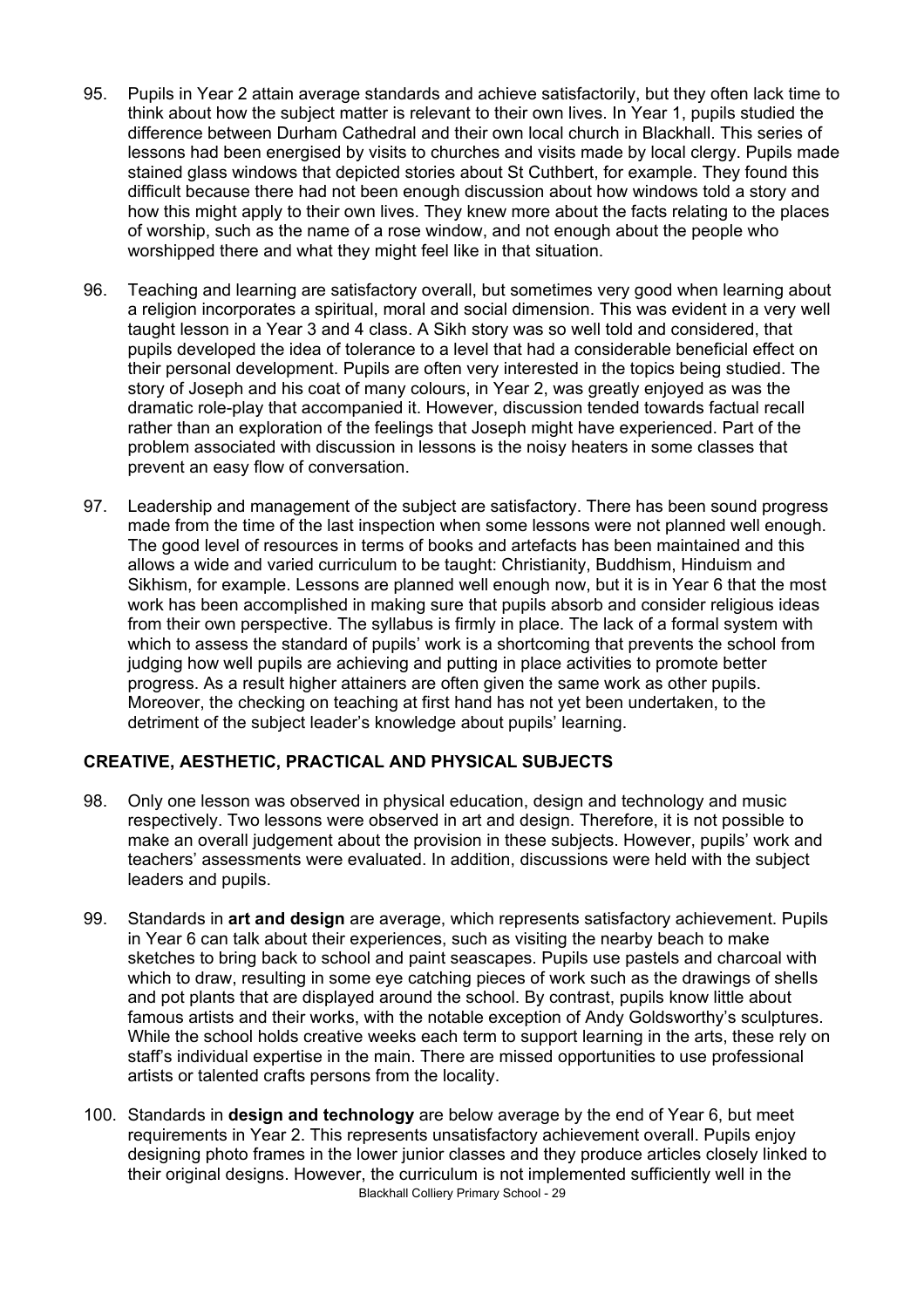95. Pupils in Year 2 attain average standards and achieve satisfactorily, but they often lack time to think about how the subject matter is relevant to their own lives. In Year 1, pupils studied the difference between Durham Cathedral and their own local church in Blackhall. This series of lessons had been energised by visits to churches and visits made by local clergy. Pupils made stained glass windows that depicted stories about St Cuthbert, for example. They found this difficult because there had not been enough discussion about how windows told a story and how this might apply to their own lives. They knew more about the facts relating to the places of worship, such as the name of a rose window, and not enough about the people who worshipped there and what they might feel like in that situation.

96. Teaching and learning are satisfactory overall, but sometimes very good when learning about a religion incorporates a spiritual, moral and social dimension. This was evident in a very well taught lesson in a Year 3 and 4 class. A Sikh story was so well told and considered, that pupils developed the idea of tolerance to a level that had a considerable beneficial effect on their personal development. Pupils are often very interested in the topics being studied. The story of Joseph and his coat of many colours, in Year 2, was greatly enjoyed as was the dramatic role-play that accompanied it. However, discussion tended towards factual recall rather than an exploration of the feelings that Joseph might have experienced. Part of the problem associated with discussion in lessons is the noisy heaters in some classes that prevent an easy flow of conversation.

97. Leadership and management of the subject are satisfactory. There has been sound progress made from the time of the last inspection when some lessons were not planned well enough. The good level of resources in terms of books and artefacts has been maintained and this allows a wide and varied curriculum to be taught: Christianity, Buddhism, Hinduism and Sikhism, for example. Lessons are planned well enough now, but it is in Year 6 that the most work has been accomplished in making sure that pupils absorb and consider religious ideas from their own perspective. The syllabus is firmly in place. The lack of a formal system with which to assess the standard of pupils' work is a shortcoming that prevents the school from judging how well pupils are achieving and putting in place activities to promote better progress. As a result higher attainers are often given the same work as other pupils. Moreover, the checking on teaching at first hand has not yet been undertaken, to the detriment of the subject leader's knowledge about pupils' learning.

## CREATIVE, AESTHETIC, PRACTICAL AND PHYSICAL SUBJECTS

98. Only one lesson was observed in physical education, design and technology and music respectively. Two lessons were observed in art and design. Therefore, it is not possible to make an overall judgement about the provision in these subjects. However, pupils' work and teachers' assessments were evaluated. In addition, discussions were held with the subject leaders and pupils.

99. Standards in **art and design** are average, which represents satisfactory achievement. Pupils in Year 6 can talk about their experiences, such as visiting the nearby beach to make sketches to bring back to school and paint seascapes. Pupils use pastels and charcoal with which to draw, resulting in some eye catching pieces of work such as the drawings of shells and pot plants that are displayed around the school. By contrast, pupils know little about famous artists and their works, with the notable exception of Andy Goldsworthy's sculptures. While the school holds creative weeks each term to support learning in the arts, these rely on staff's individual expertise in the main. There are missed opportunities to use professional artists or talented crafts persons from the locality.

100. Standards in **design and technology** are below average by the end of Year 6, but meet requirements in Year 2. This represents unsatisfactory achievement overall. Pupils enjoy designing photo frames in the lower junior classes and they produce articles closely linked to their original designs. However, the curriculum is not implemented sufficiently well in the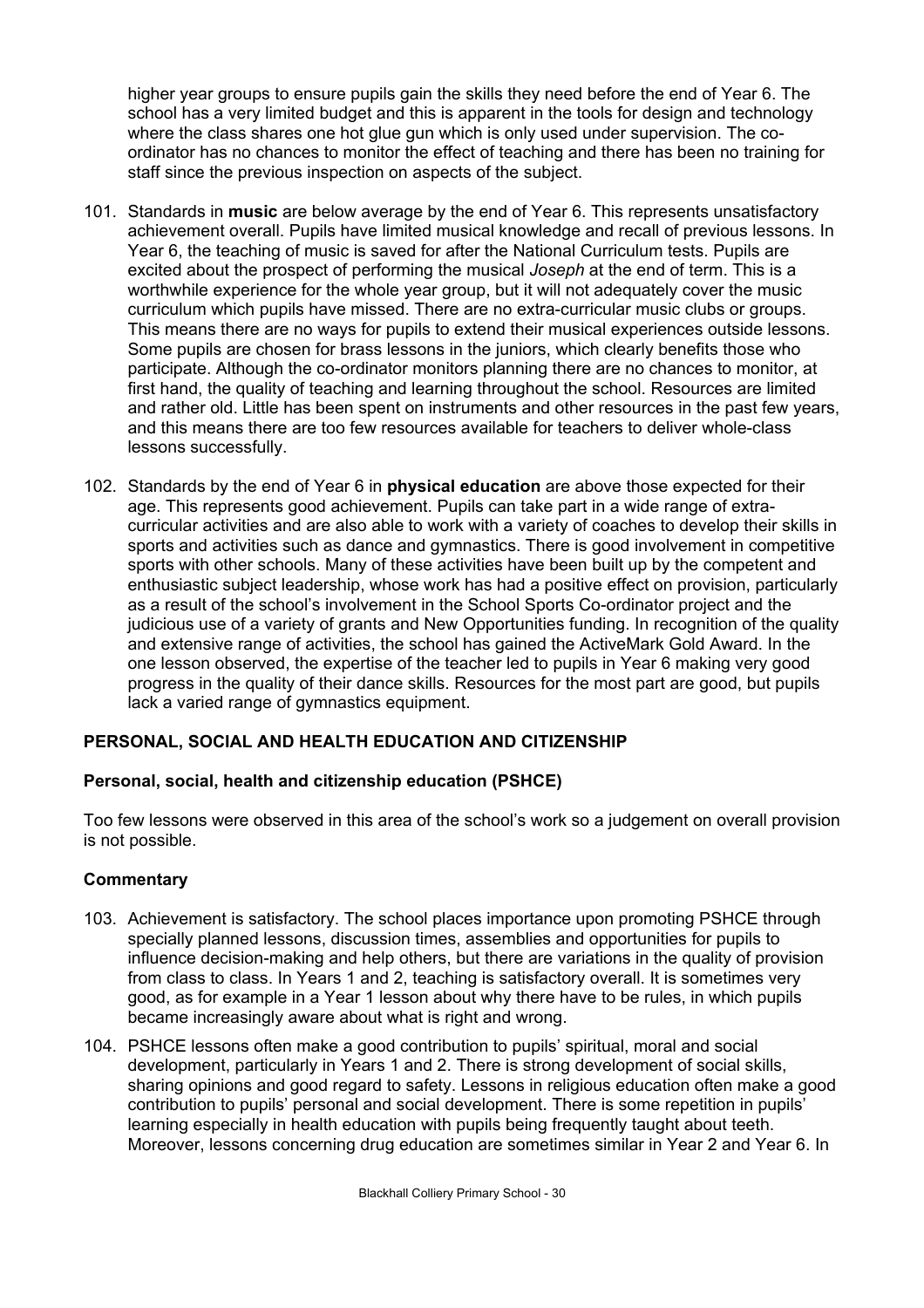higher year groups to ensure pupils gain the skills they need before the end of Year 6. The school has a very limited budget and this is apparent in the tools for design and technology where the class shares one hot glue gun which is only used under supervision. The co-ordinator has no chances to monitor the effect of teaching and there has been no training for staff since the previous inspection on aspects of the subject.

101. Standards in **music** are below average by the end of Year 6. This represents unsatisfactory achievement overall. Pupils have limited musical knowledge and recall of previous lessons. In Year 6, the teaching of music is saved for after the National Curriculum tests. Pupils are excited about the prospect of performing the musical *Joseph* at the end of term. This is a worthwhile experience for the whole year group, but it will not adequately cover the music curriculum which pupils have missed. There are no extra-curricular music clubs or groups. This means there are no ways for pupils to extend their musical experiences outside lessons. Some pupils are chosen for brass lessons in the juniors, which clearly benefits those who participate. Although the co-ordinator monitors planning there are no chances to monitor, at first hand, the quality of teaching and learning throughout the school. Resources are limited and rather old. Little has been spent on instruments and other resources in the past few years, and this means there are too few resources available for teachers to deliver whole-class lessons successfully.

102. Standards by the end of Year 6 in **physical education** are above those expected for their age. This represents good achievement. Pupils can take part in a wide range of extra-curricular activities and are also able to work with a variety of coaches to develop their skills in sports and activities such as dance and gymnastics. There is good involvement in competitive sports with other schools. Many of these activities have been built up by the competent and enthusiastic subject leadership, whose work has had a positive effect on provision, particularly as a result of the school's involvement in the School Sports Co-ordinator project and the judicious use of a variety of grants and New Opportunities funding. In recognition of the quality and extensive range of activities, the school has gained the ActiveMark Gold Award. In the one lesson observed, the expertise of the teacher led to pupils in Year 6 making very good progress in the quality of their dance skills. Resources for the most part are good, but pupils lack a varied range of gymnastics equipment.

## PERSONAL, SOCIAL AND HEALTH EDUCATION AND CITIZENSHIP

### Personal, social, health and citizenship education (PSHCE)

Too few lessons were observed in this area of the school's work so a judgement on overall provision is not possible.

### Commentary

103. Achievement is satisfactory. The school places importance upon promoting PSHCE through specially planned lessons, discussion times, assemblies and opportunities for pupils to influence decision-making and help others, but there are variations in the quality of provision from class to class. In Years 1 and 2, teaching is satisfactory overall. It is sometimes very good, as for example in a Year 1 lesson about why there have to be rules, in which pupils became increasingly aware about what is right and wrong.

104. PSHCE lessons often make a good contribution to pupils' spiritual, moral and social development, particularly in Years 1 and 2. There is strong development of social skills, sharing opinions and good regard to safety. Lessons in religious education often make a good contribution to pupils' personal and social development. There is some repetition in pupils' learning especially in health education with pupils being frequently taught about teeth. Moreover, lessons concerning drug education are sometimes similar in Year 2 and Year 6. In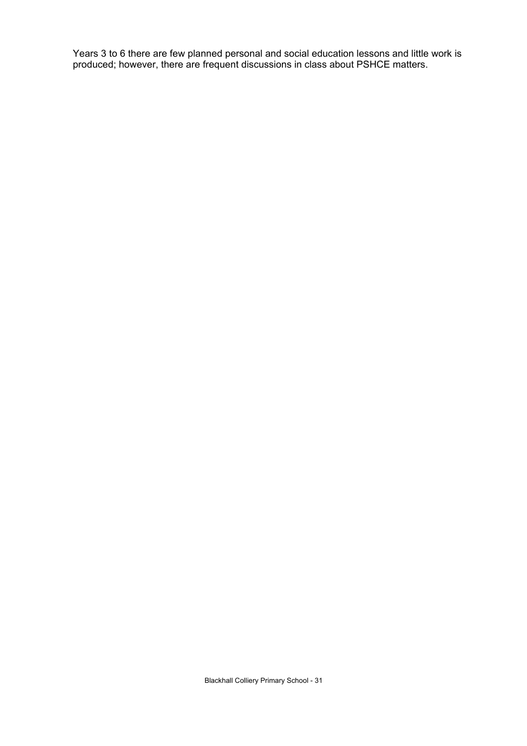Years 3 to 6 there are few planned personal and social education lessons and little work is produced; however, there are frequent discussions in class about PSHCE matters.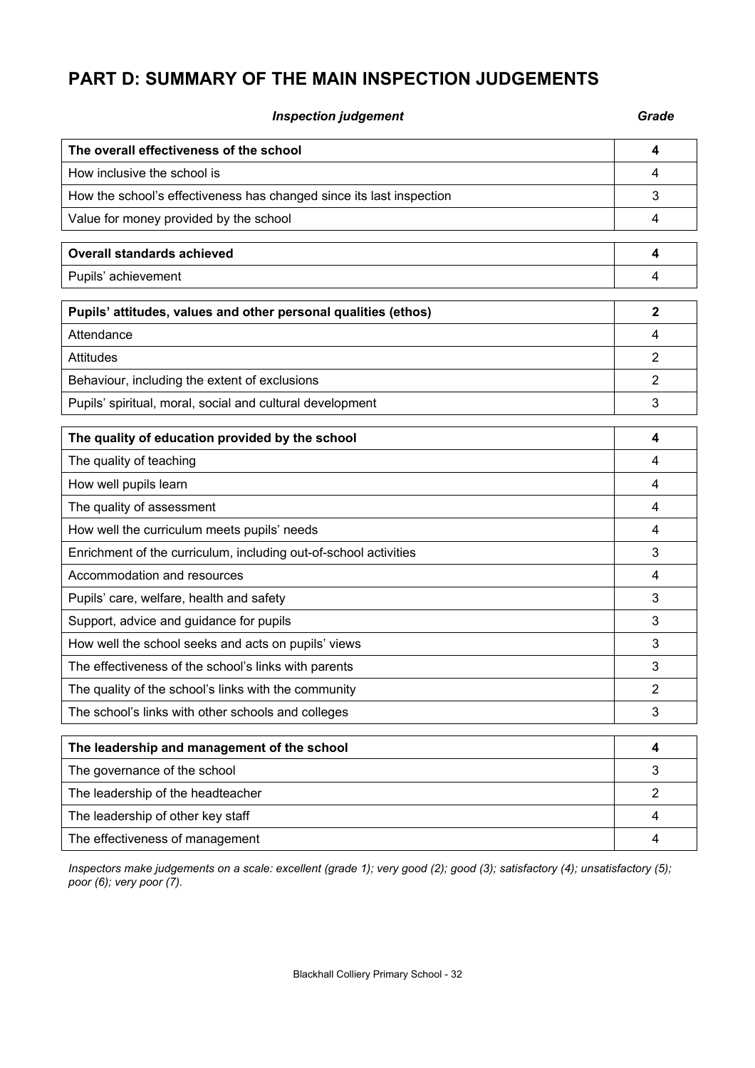# PART D: SUMMARY OF THE MAIN INSPECTION JUDGEMENTS

| *Inspection judgement* | *Grade* |
|---|---|
| **The overall effectiveness of the school** | **4** |
| How inclusive the school is | 4 |
| How the school's effectiveness has changed since its last inspection | 3 |
| Value for money provided by the school | 4 |
| **Overall standards achieved** | **4** |
| Pupils' achievement | 4 |
| **Pupils' attitudes, values and other personal qualities (ethos)** | **2** |
| Attendance | 4 |
| Attitudes | 2 |
| Behaviour, including the extent of exclusions | 2 |
| Pupils' spiritual, moral, social and cultural development | 3 |
| **The quality of education provided by the school** | **4** |
| The quality of teaching | 4 |
| How well pupils learn | 4 |
| The quality of assessment | 4 |
| How well the curriculum meets pupils' needs | 4 |
| Enrichment of the curriculum, including out-of-school activities | 3 |
| Accommodation and resources | 4 |
| Pupils' care, welfare, health and safety | 3 |
| Support, advice and guidance for pupils | 3 |
| How well the school seeks and acts on pupils' views | 3 |
| The effectiveness of the school's links with parents | 3 |
| The quality of the school's links with the community | 2 |
| The school's links with other schools and colleges | 3 |
| **The leadership and management of the school** | **4** |
| The governance of the school | 3 |
| The leadership of the headteacher | 2 |
| The leadership of other key staff | 4 |
| The effectiveness of management | 4 |

*Inspectors make judgements on a scale: excellent (grade 1); very good (2); good (3); satisfactory (4); unsatisfactory (5); poor (6); very poor (7).*